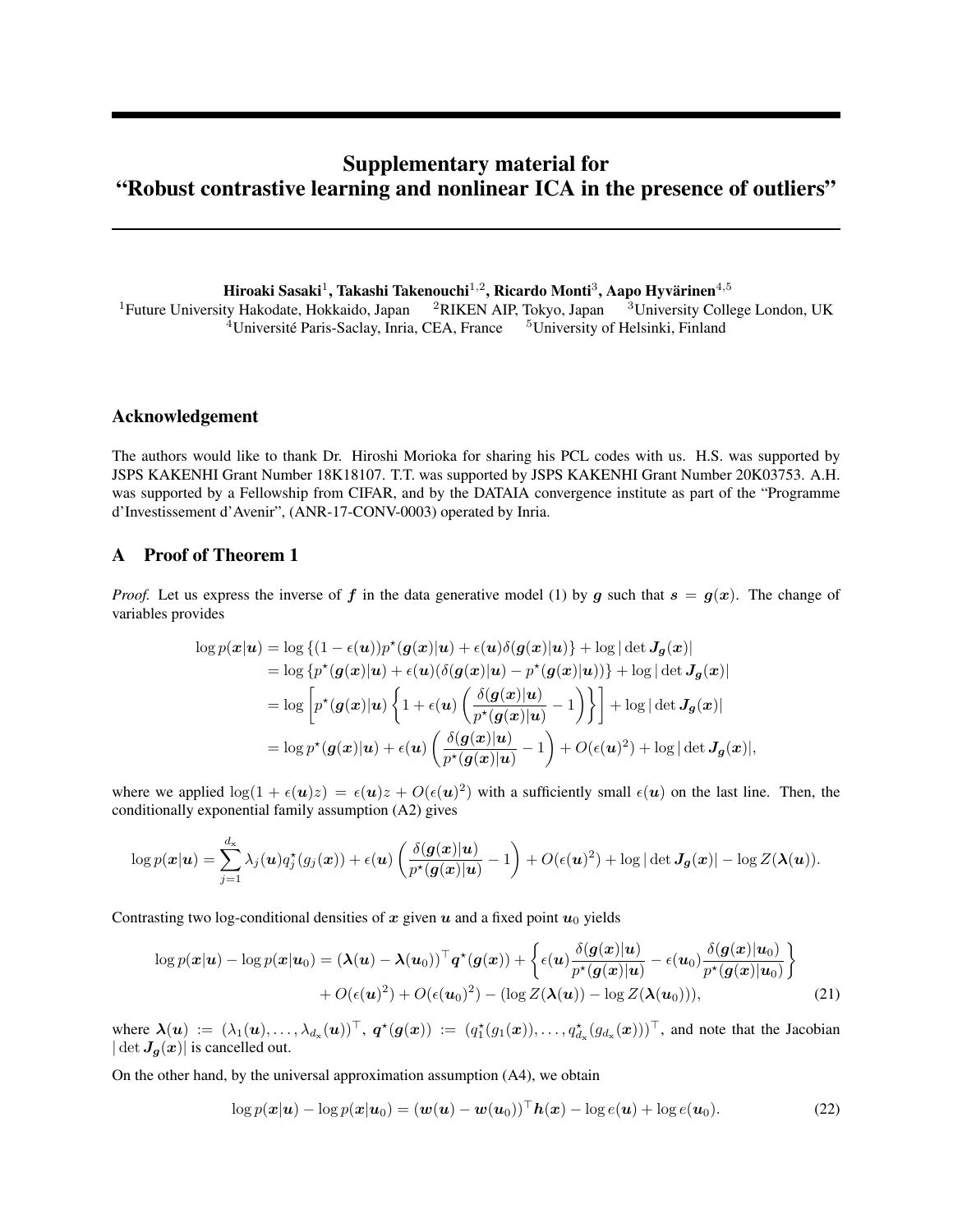# Supplementary material for "Robust contrastive learning and nonlinear ICA in the presence of outliers"

**Hiroaki Sasaki**[1], **Takashi Takenouchi**[1,2], **Ricardo Monti**[3], **Aapo Hyvärinen**[4,5]

[1]Future University Hakodate, Hokkaido, Japan [2]RIKEN AIP, Tokyo, Japan [3]University College London, UK
[4]Université Paris-Saclay, Inria, CEA, France [5]University of Helsinki, Finland

## Acknowledgement

The authors would like to thank Dr. Hiroshi Morioka for sharing his PCL codes with us. H.S. was supported by JSPS KAKENHI Grant Number 18K18107. T.T. was supported by JSPS KAKENHI Grant Number 20K03753. A.H. was supported by a Fellowship from CIFAR, and by the DATAIA convergence institute as part of the "Programme d'Investissement d'Avenir", (ANR-17-CONV-0003) operated by Inria.

## A Proof of Theorem 1

*Proof.* Let us express the inverse of $\boldsymbol{f}$ in the data generative model (1) by $\boldsymbol{g}$ such that $\boldsymbol{s} = \boldsymbol{g}(\boldsymbol{x})$. The change of variables provides

$$
\begin{aligned}
\log p(\boldsymbol{x}|\boldsymbol{u}) &= \log\left\{(1-\epsilon(\boldsymbol{u}))p^\star(\boldsymbol{g}(\boldsymbol{x})|\boldsymbol{u}) + \epsilon(\boldsymbol{u})\delta(\boldsymbol{g}(\boldsymbol{x})|\boldsymbol{u})\right\} + \log|\det \boldsymbol{J}_{\boldsymbol{g}}(\boldsymbol{x})| \\
&= \log\left\{p^\star(\boldsymbol{g}(\boldsymbol{x})|\boldsymbol{u}) + \epsilon(\boldsymbol{u})(\delta(\boldsymbol{g}(\boldsymbol{x})|\boldsymbol{u}) - p^\star(\boldsymbol{g}(\boldsymbol{x})|\boldsymbol{u}))\right\} + \log|\det \boldsymbol{J}_{\boldsymbol{g}}(\boldsymbol{x})| \\
&= \log\left[p^\star(\boldsymbol{g}(\boldsymbol{x})|\boldsymbol{u})\left\{1 + \epsilon(\boldsymbol{u})\left(\frac{\delta(\boldsymbol{g}(\boldsymbol{x})|\boldsymbol{u})}{p^\star(\boldsymbol{g}(\boldsymbol{x})|\boldsymbol{u})} - 1\right)\right\}\right] + \log|\det \boldsymbol{J}_{\boldsymbol{g}}(\boldsymbol{x})| \\
&= \log p^\star(\boldsymbol{g}(\boldsymbol{x})|\boldsymbol{u}) + \epsilon(\boldsymbol{u})\left(\frac{\delta(\boldsymbol{g}(\boldsymbol{x})|\boldsymbol{u})}{p^\star(\boldsymbol{g}(\boldsymbol{x})|\boldsymbol{u})} - 1\right) + O(\epsilon(\boldsymbol{u})^2) + \log|\det \boldsymbol{J}_{\boldsymbol{g}}(\boldsymbol{x})|,
\end{aligned}
$$

where we applied $\log(1+\epsilon(\boldsymbol{u})z) = \epsilon(\boldsymbol{u})z + O(\epsilon(\boldsymbol{u})^2)$ with a sufficiently small $\epsilon(\boldsymbol{u})$ on the last line. Then, the conditionally exponential family assumption (A2) gives

$$
\log p(\boldsymbol{x}|\boldsymbol{u}) = \sum_{j=1}^{d_{\mathrm{x}}} \lambda_j(\boldsymbol{u}) q_j^\star(g_j(\boldsymbol{x})) + \epsilon(\boldsymbol{u})\left(\frac{\delta(\boldsymbol{g}(\boldsymbol{x})|\boldsymbol{u})}{p^\star(\boldsymbol{g}(\boldsymbol{x})|\boldsymbol{u})} - 1\right) + O(\epsilon(\boldsymbol{u})^2) + \log|\det \boldsymbol{J}_{\boldsymbol{g}}(\boldsymbol{x})| - \log Z(\boldsymbol{\lambda}(\boldsymbol{u})).
$$

Contrasting two log-conditional densities of $\boldsymbol{x}$ given $\boldsymbol{u}$ and a fixed point $\boldsymbol{u}_0$ yields

$$
\begin{aligned}
\log p(\boldsymbol{x}|\boldsymbol{u}) - \log p(\boldsymbol{x}|\boldsymbol{u}_0) = (\boldsymbol{\lambda}(\boldsymbol{u}) - \boldsymbol{\lambda}(\boldsymbol{u}_0))^\top \boldsymbol{q}^\star(\boldsymbol{g}(\boldsymbol{x})) + \left\{\epsilon(\boldsymbol{u})\frac{\delta(\boldsymbol{g}(\boldsymbol{x})|\boldsymbol{u})}{p^\star(\boldsymbol{g}(\boldsymbol{x})|\boldsymbol{u})} - \epsilon(\boldsymbol{u}_0)\frac{\delta(\boldsymbol{g}(\boldsymbol{x})|\boldsymbol{u}_0)}{p^\star(\boldsymbol{g}(\boldsymbol{x})|\boldsymbol{u}_0)}\right\} \\
+ O(\epsilon(\boldsymbol{u})^2) + O(\epsilon(\boldsymbol{u}_0)^2) - (\log Z(\boldsymbol{\lambda}(\boldsymbol{u})) - \log Z(\boldsymbol{\lambda}(\boldsymbol{u}_0))), \qquad (21)
\end{aligned}
$$

where $\boldsymbol{\lambda}(\boldsymbol{u}) := (\lambda_1(\boldsymbol{u}), \ldots, \lambda_{d_{\mathrm{x}}}(\boldsymbol{u}))^\top$, $\boldsymbol{q}^\star(\boldsymbol{g}(\boldsymbol{x})) := (q_1^\star(g_1(\boldsymbol{x})), \ldots, q_{d_{\mathrm{x}}}^\star(g_{d_{\mathrm{x}}}(\boldsymbol{x})))^\top$, and note that the Jacobian $|\det \boldsymbol{J}_{\boldsymbol{g}}(\boldsymbol{x})|$ is cancelled out.

On the other hand, by the universal approximation assumption (A4), we obtain

$$
\log p(\boldsymbol{x}|\boldsymbol{u}) - \log p(\boldsymbol{x}|\boldsymbol{u}_0) = (\boldsymbol{w}(\boldsymbol{u}) - \boldsymbol{w}(\boldsymbol{u}_0))^\top \boldsymbol{h}(\boldsymbol{x}) - \log e(\boldsymbol{u}) + \log e(\boldsymbol{u}_0). \qquad (22)
$$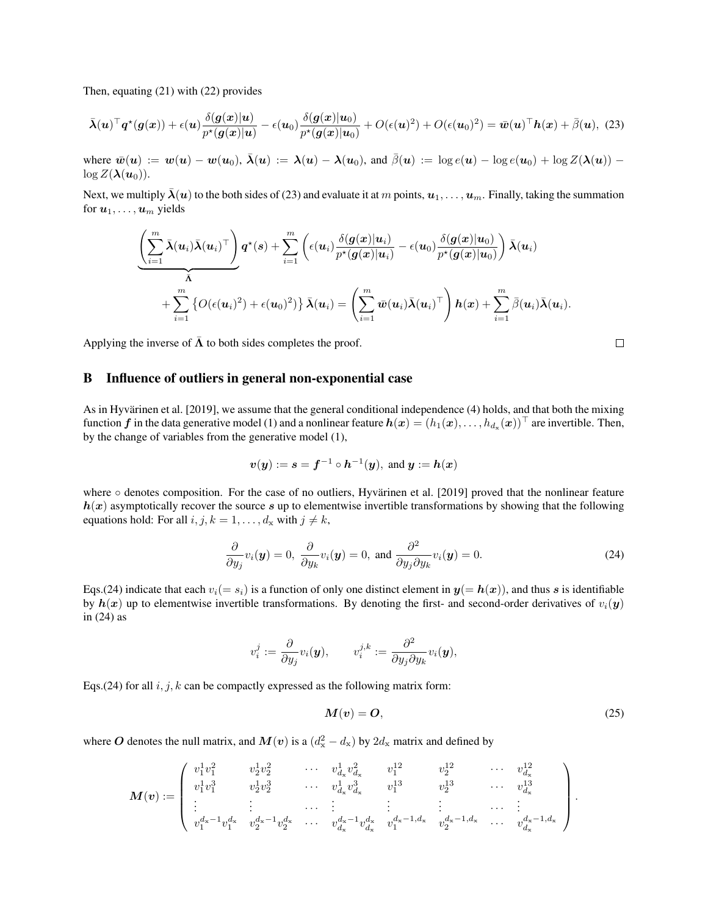Then, equating (21) with (22) provides

$$\bar{\boldsymbol{\lambda}}(\boldsymbol{u})^\top \boldsymbol{q}^\star(\boldsymbol{g}(\boldsymbol{x})) + \epsilon(\boldsymbol{u})\frac{\delta(\boldsymbol{g}(\boldsymbol{x})|\boldsymbol{u})}{p^\star(\boldsymbol{g}(\boldsymbol{x})|\boldsymbol{u})} - \epsilon(\boldsymbol{u}_0)\frac{\delta(\boldsymbol{g}(\boldsymbol{x})|\boldsymbol{u}_0)}{p^\star(\boldsymbol{g}(\boldsymbol{x})|\boldsymbol{u}_0)} + O(\epsilon(\boldsymbol{u})^2) + O(\epsilon(\boldsymbol{u}_0)^2) = \bar{\boldsymbol{w}}(\boldsymbol{u})^\top \boldsymbol{h}(\boldsymbol{x}) + \bar{\beta}(\boldsymbol{u}), \quad (23)$$

where $\bar{\boldsymbol{w}}(\boldsymbol{u}) := \boldsymbol{w}(\boldsymbol{u}) - \boldsymbol{w}(\boldsymbol{u}_0)$, $\bar{\boldsymbol{\lambda}}(\boldsymbol{u}) := \boldsymbol{\lambda}(\boldsymbol{u}) - \boldsymbol{\lambda}(\boldsymbol{u}_0)$, and $\bar{\beta}(\boldsymbol{u}) := \log e(\boldsymbol{u}) - \log e(\boldsymbol{u}_0) + \log Z(\boldsymbol{\lambda}(\boldsymbol{u})) - \log Z(\boldsymbol{\lambda}(\boldsymbol{u}_0))$.

Next, we multiply $\bar{\boldsymbol{\lambda}}(\boldsymbol{u})$ to the both sides of (23) and evaluate it at $m$ points, $\boldsymbol{u}_1, \dots, \boldsymbol{u}_m$. Finally, taking the summation for $\boldsymbol{u}_1, \dots, \boldsymbol{u}_m$ yields

$$\underbrace{\left(\sum_{i=1}^m \bar{\boldsymbol{\lambda}}(\boldsymbol{u}_i)\bar{\boldsymbol{\lambda}}(\boldsymbol{u}_i)^\top\right)}_{\bar{\boldsymbol{\Lambda}}} \boldsymbol{q}^\star(\boldsymbol{s}) + \sum_{i=1}^m \left(\epsilon(\boldsymbol{u}_i)\frac{\delta(\boldsymbol{g}(\boldsymbol{x})|\boldsymbol{u}_i)}{p^\star(\boldsymbol{g}(\boldsymbol{x})|\boldsymbol{u}_i)} - \epsilon(\boldsymbol{u}_0)\frac{\delta(\boldsymbol{g}(\boldsymbol{x})|\boldsymbol{u}_0)}{p^\star(\boldsymbol{g}(\boldsymbol{x})|\boldsymbol{u}_0)}\right)\bar{\boldsymbol{\lambda}}(\boldsymbol{u}_i)$$
$$+ \sum_{i=1}^m \left\{O(\epsilon(\boldsymbol{u}_i)^2) + \epsilon(\boldsymbol{u}_0)^2)\right\}\bar{\boldsymbol{\lambda}}(\boldsymbol{u}_i) = \left(\sum_{i=1}^m \bar{\boldsymbol{w}}(\boldsymbol{u}_i)\bar{\boldsymbol{\lambda}}(\boldsymbol{u}_i)^\top\right)\boldsymbol{h}(\boldsymbol{x}) + \sum_{i=1}^m \bar{\beta}(\boldsymbol{u}_i)\bar{\boldsymbol{\lambda}}(\boldsymbol{u}_i).$$

Applying the inverse of $\bar{\boldsymbol{\Lambda}}$ to both sides completes the proof. □

## B Influence of outliers in general non-exponential case

As in Hyvärinen et al. [2019], we assume that the general conditional independence (4) holds, and that both the mixing function $\boldsymbol{f}$ in the data generative model (1) and a nonlinear feature $\boldsymbol{h}(\boldsymbol{x}) = (h_1(\boldsymbol{x}), \dots, h_{d_x}(\boldsymbol{x}))^\top$ are invertible. Then, by the change of variables from the generative model (1),

$$\boldsymbol{v}(\boldsymbol{y}) := \boldsymbol{s} = \boldsymbol{f}^{-1} \circ \boldsymbol{h}^{-1}(\boldsymbol{y}), \text{ and } \boldsymbol{y} := \boldsymbol{h}(\boldsymbol{x})$$

where $\circ$ denotes composition. For the case of no outliers, Hyvärinen et al. [2019] proved that the nonlinear feature $\boldsymbol{h}(\boldsymbol{x})$ asymptotically recover the source $\boldsymbol{s}$ up to elementwise invertible transformations by showing that the following equations hold: For all $i, j, k = 1, \dots, d_x$ with $j \neq k$,

$$\frac{\partial}{\partial y_j} v_i(\boldsymbol{y}) = 0, \ \frac{\partial}{\partial y_k} v_i(\boldsymbol{y}) = 0, \text{ and } \frac{\partial^2}{\partial y_j \partial y_k} v_i(\boldsymbol{y}) = 0. \quad (24)$$

Eqs.(24) indicate that each $v_i (= s_i)$ is a function of only one distinct element in $\boldsymbol{y} (= \boldsymbol{h}(\boldsymbol{x}))$, and thus $\boldsymbol{s}$ is identifiable by $\boldsymbol{h}(\boldsymbol{x})$ up to elementwise invertible transformations. By denoting the first- and second-order derivatives of $v_i(\boldsymbol{y})$ in (24) as

$$v_i^j := \frac{\partial}{\partial y_j} v_i(\boldsymbol{y}), \qquad v_i^{j,k} := \frac{\partial^2}{\partial y_j \partial y_k} v_i(\boldsymbol{y}),$$

Eqs.(24) for all $i, j, k$ can be compactly expressed as the following matrix form:

$$\boldsymbol{M}(\boldsymbol{v}) = \boldsymbol{O}, \quad (25)$$

where $\boldsymbol{O}$ denotes the null matrix, and $\boldsymbol{M}(\boldsymbol{v})$ is a $(d_x^2 - d_x)$ by $2d_x$ matrix and defined by

$$\boldsymbol{M}(\boldsymbol{v}) := \begin{pmatrix} v_1^1 v_1^2 & v_2^1 v_2^2 & \cdots & v_{d_x}^1 v_{d_x}^2 & v_1^{12} & v_2^{12} & \cdots & v_{d_x}^{12} \\ v_1^1 v_1^3 & v_2^1 v_2^3 & \cdots & v_{d_x}^1 v_{d_x}^3 & v_1^{13} & v_2^{13} & \cdots & v_{d_x}^{13} \\ \vdots & \vdots & \cdots & \vdots & \vdots & \vdots & \cdots & \vdots \\ v_1^{d_x - 1} v_1^{d_x} & v_2^{d_x - 1} v_2^{d_x} & \cdots & v_{d_x}^{d_x - 1} v_{d_x}^{d_x} & v_1^{d_x - 1, d_x} & v_2^{d_x - 1, d_x} & \cdots & v_{d_x}^{d_x - 1, d_x} \end{pmatrix}.$$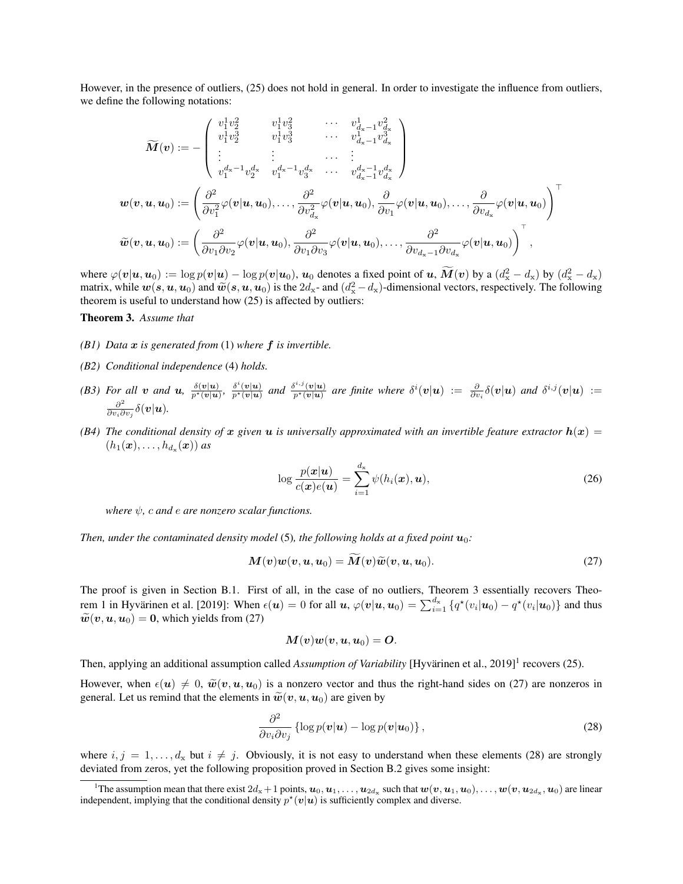However, in the presence of outliers, (25) does not hold in general. In order to investigate the influence from outliers, we define the following notations:

$$
\widetilde{\boldsymbol{M}}(\boldsymbol{v}) := -\begin{pmatrix} v_1^1 v_2^2 & v_1^1 v_3^2 & \cdots & v_{d_x-1}^1 v_{d_x}^2 \\ v_1^1 v_2^3 & v_1^1 v_3^3 & \cdots & v_{d_x-1}^1 v_{d_x}^3 \\ \vdots & \vdots & \cdots & \vdots \\ v_1^{d_x-1} v_2^{d_x} & v_1^{d_x-1} v_3^{d_x} & \cdots & v_{d_x-1}^{d_x-1} v_{d_x}^{d_x} \end{pmatrix}
$$

$$
\boldsymbol{w}(\boldsymbol{v}, \boldsymbol{u}, \boldsymbol{u}_0) := \left( \frac{\partial^2}{\partial v_1^2}\varphi(\boldsymbol{v}|\boldsymbol{u}, \boldsymbol{u}_0), \ldots, \frac{\partial^2}{\partial v_{d_x}^2}\varphi(\boldsymbol{v}|\boldsymbol{u}, \boldsymbol{u}_0), \frac{\partial}{\partial v_1}\varphi(\boldsymbol{v}|\boldsymbol{u}, \boldsymbol{u}_0), \ldots, \frac{\partial}{\partial v_{d_x}}\varphi(\boldsymbol{v}|\boldsymbol{u}, \boldsymbol{u}_0) \right)^\top
$$

$$
\widetilde{\boldsymbol{w}}(\boldsymbol{v}, \boldsymbol{u}, \boldsymbol{u}_0) := \left( \frac{\partial^2}{\partial v_1 \partial v_2}\varphi(\boldsymbol{v}|\boldsymbol{u}, \boldsymbol{u}_0), \frac{\partial^2}{\partial v_1 \partial v_3}\varphi(\boldsymbol{v}|\boldsymbol{u}, \boldsymbol{u}_0), \ldots, \frac{\partial^2}{\partial v_{d_x-1} \partial v_{d_x}}\varphi(\boldsymbol{v}|\boldsymbol{u}, \boldsymbol{u}_0) \right)^\top,
$$

where $\varphi(\boldsymbol{v}|\boldsymbol{u}, \boldsymbol{u}_0) := \log p(\boldsymbol{v}|\boldsymbol{u}) - \log p(\boldsymbol{v}|\boldsymbol{u}_0)$, $\boldsymbol{u}_0$ denotes a fixed point of $\boldsymbol{u}$, $\widetilde{\boldsymbol{M}}(\boldsymbol{v})$ by a $(d_x^2 - d_x)$ by $(d_x^2 - d_x)$ matrix, while $\boldsymbol{w}(\boldsymbol{s}, \boldsymbol{u}, \boldsymbol{u}_0)$ and $\widetilde{\boldsymbol{w}}(\boldsymbol{s}, \boldsymbol{u}, \boldsymbol{u}_0)$ is the $2d_x$- and $(d_x^2 - d_x)$-dimensional vectors, respectively. The following theorem is useful to understand how (25) is affected by outliers:

**Theorem 3.** *Assume that*

- *(B1) Data $\boldsymbol{x}$ is generated from* (1) *where $\boldsymbol{f}$ is invertible.*
- *(B2) Conditional independence* (4) *holds.*
- *(B3) For all $\boldsymbol{v}$ and $\boldsymbol{u}$, $\frac{\delta(\boldsymbol{v}|\boldsymbol{u})}{p^\star(\boldsymbol{v}|\boldsymbol{u})}$, $\frac{\delta^i(\boldsymbol{v}|\boldsymbol{u})}{p^\star(\boldsymbol{v}|\boldsymbol{u})}$ and $\frac{\delta^{i,j}(\boldsymbol{v}|\boldsymbol{u})}{p^\star(\boldsymbol{v}|\boldsymbol{u})}$ are finite where $\delta^i(\boldsymbol{v}|\boldsymbol{u}) := \frac{\partial}{\partial v_i}\delta(\boldsymbol{v}|\boldsymbol{u})$ and $\delta^{i,j}(\boldsymbol{v}|\boldsymbol{u}) := \frac{\partial^2}{\partial v_i \partial v_j}\delta(\boldsymbol{v}|\boldsymbol{u})$.*
- *(B4) The conditional density of $\boldsymbol{x}$ given $\boldsymbol{u}$ is universally approximated with an invertible feature extractor $\boldsymbol{h}(\boldsymbol{x}) = (h_1(\boldsymbol{x}), \ldots, h_{d_x}(\boldsymbol{x}))$ as*

$$
\log \frac{p(\boldsymbol{x}|\boldsymbol{u})}{c(\boldsymbol{x})e(\boldsymbol{u})} = \sum_{i=1}^{d_x} \psi(h_i(\boldsymbol{x}), \boldsymbol{u}), \tag{26}
$$

*where $\psi$, $c$ and $e$ are nonzero scalar functions.*

*Then, under the contaminated density model* (5)*, the following holds at a fixed point $\boldsymbol{u}_0$:*

$$
\boldsymbol{M}(\boldsymbol{v})\boldsymbol{w}(\boldsymbol{v}, \boldsymbol{u}, \boldsymbol{u}_0) = \widetilde{\boldsymbol{M}}(\boldsymbol{v})\widetilde{\boldsymbol{w}}(\boldsymbol{v}, \boldsymbol{u}, \boldsymbol{u}_0). \tag{27}
$$

The proof is given in Section B.1. First of all, in the case of no outliers, Theorem 3 essentially recovers Theorem 1 in Hyvärinen et al. [2019]: When $\epsilon(\boldsymbol{u}) = 0$ for all $\boldsymbol{u}$, $\varphi(\boldsymbol{v}|\boldsymbol{u}, \boldsymbol{u}_0) = \sum_{i=1}^{d_x} \{q^\star(v_i|\boldsymbol{u}_0) - q^\star(v_i|\boldsymbol{u}_0)\}$ and thus $\widetilde{\boldsymbol{w}}(\boldsymbol{v}, \boldsymbol{u}, \boldsymbol{u}_0) = \boldsymbol{0}$, which yields from (27)

$$
\boldsymbol{M}(\boldsymbol{v})\boldsymbol{w}(\boldsymbol{v}, \boldsymbol{u}, \boldsymbol{u}_0) = \boldsymbol{O}.
$$

Then, applying an additional assumption called *Assumption of Variability* [Hyvärinen et al., 2019][1] recovers (25).

However, when $\epsilon(\boldsymbol{u}) \neq 0$, $\widetilde{\boldsymbol{w}}(\boldsymbol{v}, \boldsymbol{u}, \boldsymbol{u}_0)$ is a nonzero vector and thus the right-hand sides on (27) are nonzeros in general. Let us remind that the elements in $\widetilde{\boldsymbol{w}}(\boldsymbol{v}, \boldsymbol{u}, \boldsymbol{u}_0)$ are given by

$$
\frac{\partial^2}{\partial v_i \partial v_j} \{\log p(\boldsymbol{v}|\boldsymbol{u}) - \log p(\boldsymbol{v}|\boldsymbol{u}_0)\}, \tag{28}
$$

where $i, j = 1, \ldots, d_x$ but $i \neq j$. Obviously, it is not easy to understand when these elements (28) are strongly deviated from zeros, yet the following proposition proved in Section B.2 gives some insight:

[1] The assumption mean that there exist $2d_x + 1$ points, $\boldsymbol{u}_0, \boldsymbol{u}_1, \ldots, \boldsymbol{u}_{2d_x}$ such that $\boldsymbol{w}(\boldsymbol{v}, \boldsymbol{u}_1, \boldsymbol{u}_0), \ldots, \boldsymbol{w}(\boldsymbol{v}, \boldsymbol{u}_{2d_x}, \boldsymbol{u}_0)$ are linear independent, implying that the conditional density $p^\star(\boldsymbol{v}|\boldsymbol{u})$ is sufficiently complex and diverse.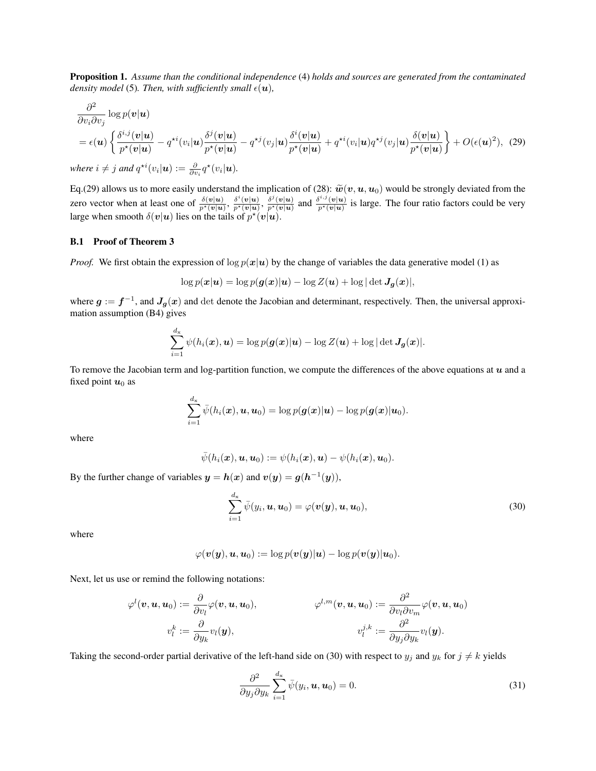**Proposition 1.** *Assume than the conditional independence* (4) *holds and sources are generated from the contaminated density model* (5)*. Then, with sufficiently small* $\epsilon(\boldsymbol{u})$*,*

$$
\begin{aligned}
&\frac{\partial^2}{\partial v_i \partial v_j} \log p(\boldsymbol{v}|\boldsymbol{u}) \\
&= \epsilon(\boldsymbol{u}) \left\{ \frac{\delta^{i,j}(\boldsymbol{v}|\boldsymbol{u})}{p^\star(\boldsymbol{v}|\boldsymbol{u})} - q^{\star i}(v_i|\boldsymbol{u}) \frac{\delta^{j}(\boldsymbol{v}|\boldsymbol{u})}{p^\star(\boldsymbol{v}|\boldsymbol{u})} - q^{\star j}(v_j|\boldsymbol{u}) \frac{\delta^{i}(\boldsymbol{v}|\boldsymbol{u})}{p^\star(\boldsymbol{v}|\boldsymbol{u})} + q^{\star i}(v_i|\boldsymbol{u}) q^{\star j}(v_j|\boldsymbol{u}) \frac{\delta(\boldsymbol{v}|\boldsymbol{u})}{p^\star(\boldsymbol{v}|\boldsymbol{u})} \right\} + O(\epsilon(\boldsymbol{u})^2), \quad (29)
\end{aligned}
$$

*where* $i \neq j$ *and* $q^{\star i}(v_i|\boldsymbol{u}) := \frac{\partial}{\partial v_i} q^\star(v_i|\boldsymbol{u})$*.*

Eq.(29) allows us to more easily understand the implication of (28): $\widetilde{\boldsymbol{w}}(\boldsymbol{v}, \boldsymbol{u}, \boldsymbol{u}_0)$ would be strongly deviated from the zero vector when at least one of $\frac{\delta(\boldsymbol{v}|\boldsymbol{u})}{p^\star(\boldsymbol{v}|\boldsymbol{u})}$, $\frac{\delta^i(\boldsymbol{v}|\boldsymbol{u})}{p^\star(\boldsymbol{v}|\boldsymbol{u})}$, $\frac{\delta^j(\boldsymbol{v}|\boldsymbol{u})}{p^\star(\boldsymbol{v}|\boldsymbol{u})}$ and $\frac{\delta^{i,j}(\boldsymbol{v}|\boldsymbol{u})}{p^\star(\boldsymbol{v}|\boldsymbol{u})}$ is large. The four ratio factors could be very large when smooth $\delta(\boldsymbol{v}|\boldsymbol{u})$ lies on the tails of $p^\star(\boldsymbol{v}|\boldsymbol{u})$.

### B.1 Proof of Theorem 3

*Proof.* We first obtain the expression of $\log p(\boldsymbol{x}|\boldsymbol{u})$ by the change of variables the data generative model (1) as

$$
\log p(\boldsymbol{x}|\boldsymbol{u}) = \log p(\boldsymbol{g}(\boldsymbol{x})|\boldsymbol{u}) - \log Z(\boldsymbol{u}) + \log|\det \boldsymbol{J}_{\boldsymbol{g}}(\boldsymbol{x})|,
$$

where $\boldsymbol{g} := \boldsymbol{f}^{-1}$, and $\boldsymbol{J}_{\boldsymbol{g}}(\boldsymbol{x})$ and $\det$ denote the Jacobian and determinant, respectively. Then, the universal approximation assumption (B4) gives

$$
\sum_{i=1}^{d_{\mathrm{x}}} \psi(h_i(\boldsymbol{x}), \boldsymbol{u}) = \log p(\boldsymbol{g}(\boldsymbol{x})|\boldsymbol{u}) - \log Z(\boldsymbol{u}) + \log|\det \boldsymbol{J}_{\boldsymbol{g}}(\boldsymbol{x})|.
$$

To remove the Jacobian term and log-partition function, we compute the differences of the above equations at $\boldsymbol{u}$ and a fixed point $\boldsymbol{u}_0$ as

$$
\sum_{i=1}^{d_{\mathrm{x}}} \bar{\psi}(h_i(\boldsymbol{x}), \boldsymbol{u}, \boldsymbol{u}_0) = \log p(\boldsymbol{g}(\boldsymbol{x})|\boldsymbol{u}) - \log p(\boldsymbol{g}(\boldsymbol{x})|\boldsymbol{u}_0).
$$

where

$$
\bar{\psi}(h_i(\boldsymbol{x}), \boldsymbol{u}, \boldsymbol{u}_0) := \psi(h_i(\boldsymbol{x}), \boldsymbol{u}) - \psi(h_i(\boldsymbol{x}), \boldsymbol{u}_0).
$$

By the further change of variables $\boldsymbol{y} = \boldsymbol{h}(\boldsymbol{x})$ and $\boldsymbol{v}(\boldsymbol{y}) = \boldsymbol{g}(\boldsymbol{h}^{-1}(\boldsymbol{y}))$,

$$
\sum_{i=1}^{d_{\mathrm{x}}} \bar{\psi}(y_i, \boldsymbol{u}, \boldsymbol{u}_0) = \varphi(\boldsymbol{v}(\boldsymbol{y}), \boldsymbol{u}, \boldsymbol{u}_0), \quad (30)
$$

where

$$
\varphi(\boldsymbol{v}(\boldsymbol{y}), \boldsymbol{u}, \boldsymbol{u}_0) := \log p(\boldsymbol{v}(\boldsymbol{y})|\boldsymbol{u}) - \log p(\boldsymbol{v}(\boldsymbol{y})|\boldsymbol{u}_0).
$$

Next, let us use or remind the following notations:

$$
\varphi^l(\boldsymbol{v}, \boldsymbol{u}, \boldsymbol{u}_0) := \frac{\partial}{\partial v_l} \varphi(\boldsymbol{v}, \boldsymbol{u}, \boldsymbol{u}_0), \qquad \varphi^{l,m}(\boldsymbol{v}, \boldsymbol{u}, \boldsymbol{u}_0) := \frac{\partial^2}{\partial v_l \partial v_m} \varphi(\boldsymbol{v}, \boldsymbol{u}, \boldsymbol{u}_0)
$$

$$
v_l^k := \frac{\partial}{\partial y_k} v_l(\boldsymbol{y}), \qquad v_l^{j,k} := \frac{\partial^2}{\partial y_j \partial y_k} v_l(\boldsymbol{y}).
$$

Taking the second-order partial derivative of the left-hand side on (30) with respect to $y_j$ and $y_k$ for $j \neq k$ yields

$$
\frac{\partial^2}{\partial y_j \partial y_k} \sum_{i=1}^{d_{\mathrm{x}}} \bar{\psi}(y_i, \boldsymbol{u}, \boldsymbol{u}_0) = 0. \quad (31)
$$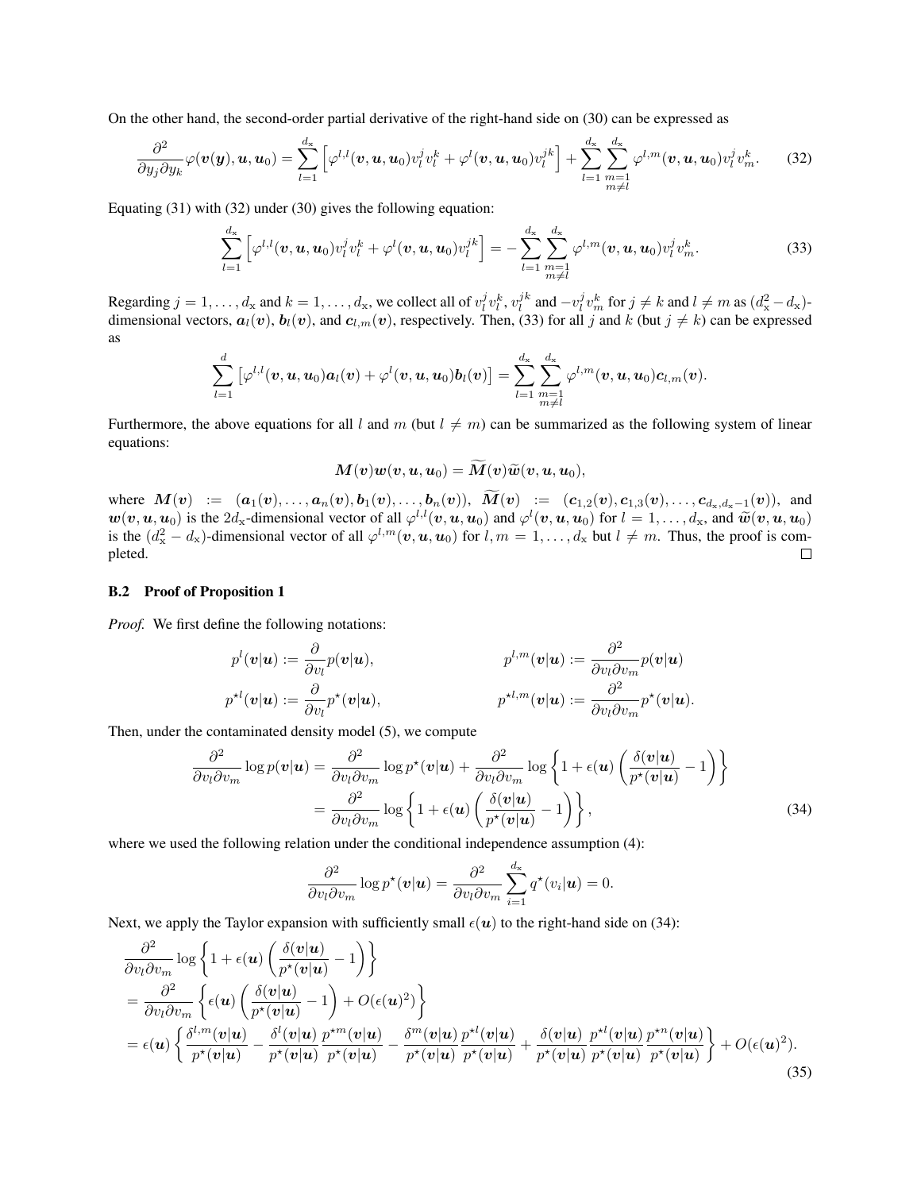On the other hand, the second-order partial derivative of the right-hand side on (30) can be expressed as

$$\frac{\partial^2}{\partial y_j \partial y_k}\varphi(\boldsymbol{v}(\boldsymbol{y}),\boldsymbol{u},\boldsymbol{u}_0) = \sum_{l=1}^{d_\mathrm{x}}\left[\varphi^{l,l}(\boldsymbol{v},\boldsymbol{u},\boldsymbol{u}_0)v_l^j v_l^k + \varphi^{l}(\boldsymbol{v},\boldsymbol{u},\boldsymbol{u}_0)v_l^{jk}\right] + \sum_{l=1}^{d_\mathrm{x}}\sum_{\substack{m=1\\m\neq l}}^{d_\mathrm{x}}\varphi^{l,m}(\boldsymbol{v},\boldsymbol{u},\boldsymbol{u}_0)v_l^j v_m^k. \tag{32}$$

Equating (31) with (32) under (30) gives the following equation:

$$\sum_{l=1}^{d_\mathrm{x}}\left[\varphi^{l,l}(\boldsymbol{v},\boldsymbol{u},\boldsymbol{u}_0)v_l^j v_l^k + \varphi^{l}(\boldsymbol{v},\boldsymbol{u},\boldsymbol{u}_0)v_l^{jk}\right] = -\sum_{l=1}^{d_\mathrm{x}}\sum_{\substack{m=1\\m\neq l}}^{d_\mathrm{x}}\varphi^{l,m}(\boldsymbol{v},\boldsymbol{u},\boldsymbol{u}_0)v_l^j v_m^k. \tag{33}$$

Regarding $j = 1,\dots,d_\mathrm{x}$ and $k = 1,\dots,d_\mathrm{x}$, we collect all of $v_l^j v_l^k$, $v_l^{jk}$ and $-v_l^j v_m^k$ for $j \neq k$ and $l \neq m$ as $(d_\mathrm{x}^2 - d_\mathrm{x})$-dimensional vectors, $\boldsymbol{a}_l(\boldsymbol{v})$, $\boldsymbol{b}_l(\boldsymbol{v})$, and $\boldsymbol{c}_{l,m}(\boldsymbol{v})$, respectively. Then, (33) for all $j$ and $k$ (but $j \neq k$) can be expressed as

$$\sum_{l=1}^{d}\left[\varphi^{l,l}(\boldsymbol{v},\boldsymbol{u},\boldsymbol{u}_0)\boldsymbol{a}_l(\boldsymbol{v}) + \varphi^{l}(\boldsymbol{v},\boldsymbol{u},\boldsymbol{u}_0)\boldsymbol{b}_l(\boldsymbol{v})\right] = \sum_{l=1}^{d_\mathrm{x}}\sum_{\substack{m=1\\m\neq l}}^{d_\mathrm{x}}\varphi^{l,m}(\boldsymbol{v},\boldsymbol{u},\boldsymbol{u}_0)\boldsymbol{c}_{l,m}(\boldsymbol{v}).$$

Furthermore, the above equations for all $l$ and $m$ (but $l \neq m$) can be summarized as the following system of linear equations:

$$\boldsymbol{M}(\boldsymbol{v})\boldsymbol{w}(\boldsymbol{v},\boldsymbol{u},\boldsymbol{u}_0) = \widetilde{\boldsymbol{M}}(\boldsymbol{v})\widetilde{\boldsymbol{w}}(\boldsymbol{v},\boldsymbol{u},\boldsymbol{u}_0),$$

where $\boldsymbol{M}(\boldsymbol{v}) := (\boldsymbol{a}_1(\boldsymbol{v}),\dots,\boldsymbol{a}_n(\boldsymbol{v}),\boldsymbol{b}_1(\boldsymbol{v}),\dots,\boldsymbol{b}_n(\boldsymbol{v}))$, $\widetilde{\boldsymbol{M}}(\boldsymbol{v}) := (\boldsymbol{c}_{1,2}(\boldsymbol{v}),\boldsymbol{c}_{1,3}(\boldsymbol{v}),\dots,\boldsymbol{c}_{d_\mathrm{x},d_\mathrm{x}-1}(\boldsymbol{v}))$, and $\boldsymbol{w}(\boldsymbol{v},\boldsymbol{u},\boldsymbol{u}_0)$ is the $2d_\mathrm{x}$-dimensional vector of all $\varphi^{l,l}(\boldsymbol{v},\boldsymbol{u},\boldsymbol{u}_0)$ and $\varphi^{l}(\boldsymbol{v},\boldsymbol{u},\boldsymbol{u}_0)$ for $l = 1,\dots,d_\mathrm{x}$, and $\widetilde{\boldsymbol{w}}(\boldsymbol{v},\boldsymbol{u},\boldsymbol{u}_0)$ is the $(d_\mathrm{x}^2 - d_\mathrm{x})$-dimensional vector of all $\varphi^{l,m}(\boldsymbol{v},\boldsymbol{u},\boldsymbol{u}_0)$ for $l,m = 1,\dots,d_\mathrm{x}$ but $l \neq m$. Thus, the proof is completed. □

### B.2 Proof of Proposition 1

*Proof.* We first define the following notations:

$$p^{l}(\boldsymbol{v}|\boldsymbol{u}) := \frac{\partial}{\partial v_l}p(\boldsymbol{v}|\boldsymbol{u}), \qquad p^{l,m}(\boldsymbol{v}|\boldsymbol{u}) := \frac{\partial^2}{\partial v_l \partial v_m}p(\boldsymbol{v}|\boldsymbol{u})$$

$$p^{\star l}(\boldsymbol{v}|\boldsymbol{u}) := \frac{\partial}{\partial v_l}p^{\star}(\boldsymbol{v}|\boldsymbol{u}), \qquad p^{\star l,m}(\boldsymbol{v}|\boldsymbol{u}) := \frac{\partial^2}{\partial v_l \partial v_m}p^{\star}(\boldsymbol{v}|\boldsymbol{u}).$$

Then, under the contaminated density model (5), we compute

$$\begin{aligned}
\frac{\partial^2}{\partial v_l \partial v_m}\log p(\boldsymbol{v}|\boldsymbol{u}) &= \frac{\partial^2}{\partial v_l \partial v_m}\log p^{\star}(\boldsymbol{v}|\boldsymbol{u}) + \frac{\partial^2}{\partial v_l \partial v_m}\log\left\{1 + \epsilon(\boldsymbol{u})\left(\frac{\delta(\boldsymbol{v}|\boldsymbol{u})}{p^{\star}(\boldsymbol{v}|\boldsymbol{u})} - 1\right)\right\} \\
&= \frac{\partial^2}{\partial v_l \partial v_m}\log\left\{1 + \epsilon(\boldsymbol{u})\left(\frac{\delta(\boldsymbol{v}|\boldsymbol{u})}{p^{\star}(\boldsymbol{v}|\boldsymbol{u})} - 1\right)\right\},
\end{aligned} \tag{34}$$

where we used the following relation under the conditional independence assumption (4):

$$\frac{\partial^2}{\partial v_l \partial v_m}\log p^{\star}(\boldsymbol{v}|\boldsymbol{u}) = \frac{\partial^2}{\partial v_l \partial v_m}\sum_{i=1}^{d_\mathrm{x}} q^{\star}(v_i|\boldsymbol{u}) = 0.$$

Next, we apply the Taylor expansion with sufficiently small $\epsilon(\boldsymbol{u})$ to the right-hand side on (34):

$$\begin{aligned}
&\frac{\partial^2}{\partial v_l \partial v_m}\log\left\{1 + \epsilon(\boldsymbol{u})\left(\frac{\delta(\boldsymbol{v}|\boldsymbol{u})}{p^{\star}(\boldsymbol{v}|\boldsymbol{u})} - 1\right)\right\} \\
&= \frac{\partial^2}{\partial v_l \partial v_m}\left\{\epsilon(\boldsymbol{u})\left(\frac{\delta(\boldsymbol{v}|\boldsymbol{u})}{p^{\star}(\boldsymbol{v}|\boldsymbol{u})} - 1\right) + O(\epsilon(\boldsymbol{u})^2)\right\} \\
&= \epsilon(\boldsymbol{u})\left\{\frac{\delta^{l,m}(\boldsymbol{v}|\boldsymbol{u})}{p^{\star}(\boldsymbol{v}|\boldsymbol{u})} - \frac{\delta^{l}(\boldsymbol{v}|\boldsymbol{u})}{p^{\star}(\boldsymbol{v}|\boldsymbol{u})}\frac{p^{\star m}(\boldsymbol{v}|\boldsymbol{u})}{p^{\star}(\boldsymbol{v}|\boldsymbol{u})} - \frac{\delta^{m}(\boldsymbol{v}|\boldsymbol{u})}{p^{\star}(\boldsymbol{v}|\boldsymbol{u})}\frac{p^{\star l}(\boldsymbol{v}|\boldsymbol{u})}{p^{\star}(\boldsymbol{v}|\boldsymbol{u})} + \frac{\delta(\boldsymbol{v}|\boldsymbol{u})}{p^{\star}(\boldsymbol{v}|\boldsymbol{u})}\frac{p^{\star l}(\boldsymbol{v}|\boldsymbol{u})}{p^{\star}(\boldsymbol{v}|\boldsymbol{u})}\frac{p^{\star n}(\boldsymbol{v}|\boldsymbol{u})}{p^{\star}(\boldsymbol{v}|\boldsymbol{u})}\right\} + O(\epsilon(\boldsymbol{u})^2).
\end{aligned} \tag{35}$$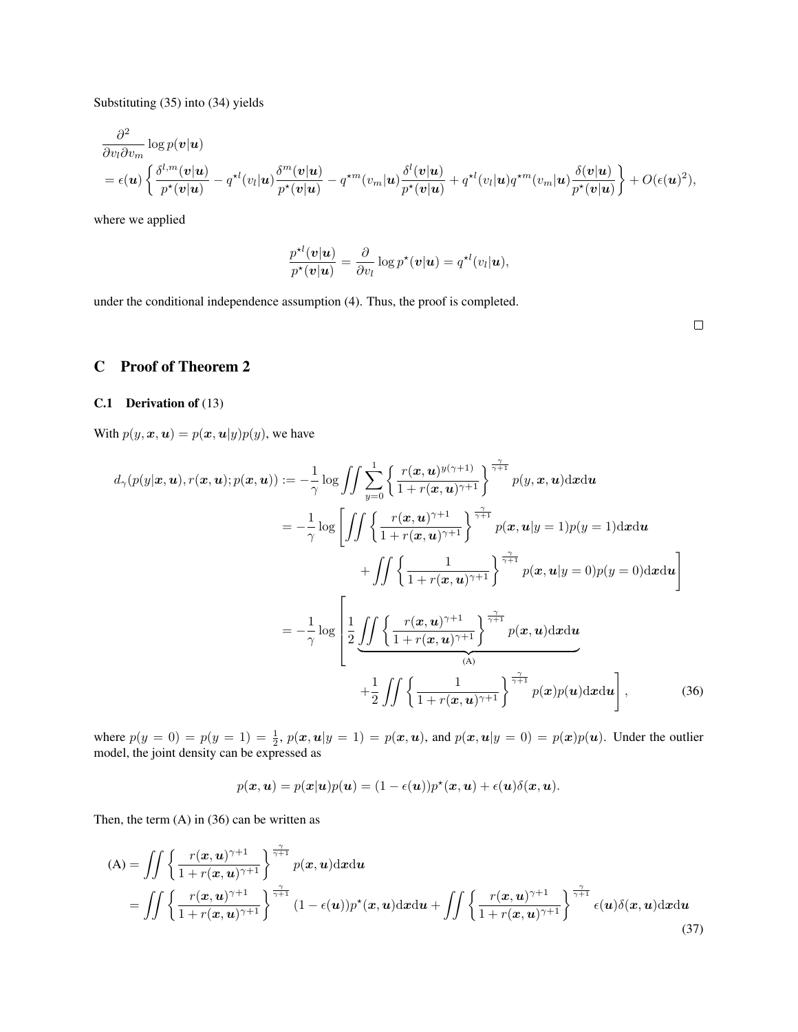Substituting (35) into (34) yields

$$
\begin{aligned}
&\frac{\partial^2}{\partial v_l \partial v_m} \log p(\boldsymbol{v}|\boldsymbol{u}) \\
&= \epsilon(\boldsymbol{u}) \left\{ \frac{\delta^{l,m}(\boldsymbol{v}|\boldsymbol{u})}{p^\star(\boldsymbol{v}|\boldsymbol{u})} - q^{\star l}(v_l|\boldsymbol{u}) \frac{\delta^m(\boldsymbol{v}|\boldsymbol{u})}{p^\star(\boldsymbol{v}|\boldsymbol{u})} - q^{\star m}(v_m|\boldsymbol{u}) \frac{\delta^l(\boldsymbol{v}|\boldsymbol{u})}{p^\star(\boldsymbol{v}|\boldsymbol{u})} + q^{\star l}(v_l|\boldsymbol{u}) q^{\star m}(v_m|\boldsymbol{u}) \frac{\delta(\boldsymbol{v}|\boldsymbol{u})}{p^\star(\boldsymbol{v}|\boldsymbol{u})} \right\} + O(\epsilon(\boldsymbol{u})^2),
\end{aligned}
$$

where we applied

$$
\frac{p^{\star l}(\boldsymbol{v}|\boldsymbol{u})}{p^\star(\boldsymbol{v}|\boldsymbol{u})} = \frac{\partial}{\partial v_l} \log p^\star(\boldsymbol{v}|\boldsymbol{u}) = q^{\star l}(v_l|\boldsymbol{u}),
$$

under the conditional independence assumption (4). Thus, the proof is completed. □

## C Proof of Theorem 2

### C.1 Derivation of (13)

With $p(y, \boldsymbol{x}, \boldsymbol{u}) = p(\boldsymbol{x}, \boldsymbol{u}|y)p(y)$, we have

$$
\begin{aligned}
d_\gamma(p(y|\boldsymbol{x}, \boldsymbol{u}), r(\boldsymbol{x}, \boldsymbol{u}); p(\boldsymbol{x}, \boldsymbol{u})) &:= -\frac{1}{\gamma} \log \iint \sum_{y=0}^{1} \left\{ \frac{r(\boldsymbol{x}, \boldsymbol{u})^{y(\gamma+1)}}{1 + r(\boldsymbol{x}, \boldsymbol{u})^{\gamma+1}} \right\}^{\frac{\gamma}{\gamma+1}} p(y, \boldsymbol{x}, \boldsymbol{u}) \mathrm{d}\boldsymbol{x} \mathrm{d}\boldsymbol{u} \\
&= -\frac{1}{\gamma} \log \left[ \iint \left\{ \frac{r(\boldsymbol{x}, \boldsymbol{u})^{\gamma+1}}{1 + r(\boldsymbol{x}, \boldsymbol{u})^{\gamma+1}} \right\}^{\frac{\gamma}{\gamma+1}} p(\boldsymbol{x}, \boldsymbol{u}|y=1)p(y=1) \mathrm{d}\boldsymbol{x} \mathrm{d}\boldsymbol{u} \right. \\
&\qquad \left. + \iint \left\{ \frac{1}{1 + r(\boldsymbol{x}, \boldsymbol{u})^{\gamma+1}} \right\}^{\frac{\gamma}{\gamma+1}} p(\boldsymbol{x}, \boldsymbol{u}|y=0)p(y=0) \mathrm{d}\boldsymbol{x} \mathrm{d}\boldsymbol{u} \right] \\
&= -\frac{1}{\gamma} \log \left[ \frac{1}{2} \underbrace{\iint \left\{ \frac{r(\boldsymbol{x}, \boldsymbol{u})^{\gamma+1}}{1 + r(\boldsymbol{x}, \boldsymbol{u})^{\gamma+1}} \right\}^{\frac{\gamma}{\gamma+1}} p(\boldsymbol{x}, \boldsymbol{u}) \mathrm{d}\boldsymbol{x} \mathrm{d}\boldsymbol{u}}_{\text{(A)}} \right. \\
&\qquad \left. + \frac{1}{2} \iint \left\{ \frac{1}{1 + r(\boldsymbol{x}, \boldsymbol{u})^{\gamma+1}} \right\}^{\frac{\gamma}{\gamma+1}} p(\boldsymbol{x}) p(\boldsymbol{u}) \mathrm{d}\boldsymbol{x} \mathrm{d}\boldsymbol{u} \right], \qquad (36)
\end{aligned}
$$

where $p(y = 0) = p(y = 1) = \frac{1}{2}$, $p(\boldsymbol{x}, \boldsymbol{u}|y = 1) = p(\boldsymbol{x}, \boldsymbol{u})$, and $p(\boldsymbol{x}, \boldsymbol{u}|y = 0) = p(\boldsymbol{x})p(\boldsymbol{u})$. Under the outlier model, the joint density can be expressed as

$$
p(\boldsymbol{x}, \boldsymbol{u}) = p(\boldsymbol{x}|\boldsymbol{u})p(\boldsymbol{u}) = (1 - \epsilon(\boldsymbol{u}))p^\star(\boldsymbol{x}, \boldsymbol{u}) + \epsilon(\boldsymbol{u})\delta(\boldsymbol{x}, \boldsymbol{u}).
$$

Then, the term (A) in (36) can be written as

$$
\begin{aligned}
\text{(A)} &= \iint \left\{ \frac{r(\boldsymbol{x}, \boldsymbol{u})^{\gamma+1}}{1 + r(\boldsymbol{x}, \boldsymbol{u})^{\gamma+1}} \right\}^{\frac{\gamma}{\gamma+1}} p(\boldsymbol{x}, \boldsymbol{u}) \mathrm{d}\boldsymbol{x} \mathrm{d}\boldsymbol{u} \\
&= \iint \left\{ \frac{r(\boldsymbol{x}, \boldsymbol{u})^{\gamma+1}}{1 + r(\boldsymbol{x}, \boldsymbol{u})^{\gamma+1}} \right\}^{\frac{\gamma}{\gamma+1}} (1 - \epsilon(\boldsymbol{u}))p^\star(\boldsymbol{x}, \boldsymbol{u}) \mathrm{d}\boldsymbol{x} \mathrm{d}\boldsymbol{u} + \iint \left\{ \frac{r(\boldsymbol{x}, \boldsymbol{u})^{\gamma+1}}{1 + r(\boldsymbol{x}, \boldsymbol{u})^{\gamma+1}} \right\}^{\frac{\gamma}{\gamma+1}} \epsilon(\boldsymbol{u})\delta(\boldsymbol{x}, \boldsymbol{u}) \mathrm{d}\boldsymbol{x} \mathrm{d}\boldsymbol{u}
\end{aligned}
\qquad (37)
$$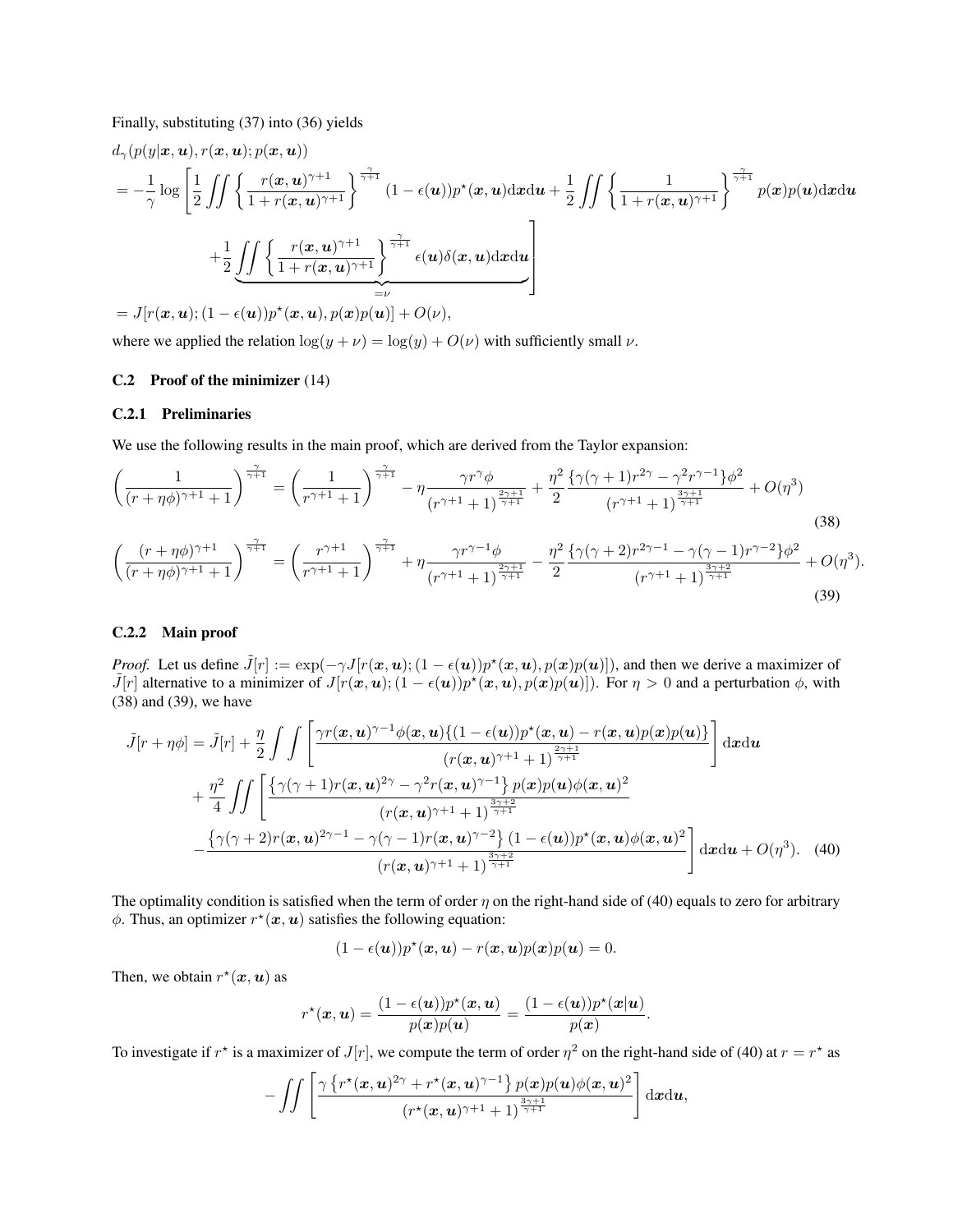Finally, substituting (37) into (36) yields

$$
\begin{aligned}
&d_\gamma(p(y|\boldsymbol{x},\boldsymbol{u}), r(\boldsymbol{x},\boldsymbol{u}); p(\boldsymbol{x},\boldsymbol{u})) \\
&= -\frac{1}{\gamma}\log\Bigg[\frac{1}{2}\iint\left\{\frac{r(\boldsymbol{x},\boldsymbol{u})^{\gamma+1}}{1+r(\boldsymbol{x},\boldsymbol{u})^{\gamma+1}}\right\}^{\frac{\gamma}{\gamma+1}}(1-\epsilon(\boldsymbol{u}))p^\star(\boldsymbol{x},\boldsymbol{u})\mathrm{d}\boldsymbol{x}\mathrm{d}\boldsymbol{u} + \frac{1}{2}\iint\left\{\frac{1}{1+r(\boldsymbol{x},\boldsymbol{u})^{\gamma+1}}\right\}^{\frac{\gamma}{\gamma+1}}p(\boldsymbol{x})p(\boldsymbol{u})\mathrm{d}\boldsymbol{x}\mathrm{d}\boldsymbol{u} \\
&\qquad + \frac{1}{2}\underbrace{\iint\left\{\frac{r(\boldsymbol{x},\boldsymbol{u})^{\gamma+1}}{1+r(\boldsymbol{x},\boldsymbol{u})^{\gamma+1}}\right\}^{\frac{\gamma}{\gamma+1}}\epsilon(\boldsymbol{u})\delta(\boldsymbol{x},\boldsymbol{u})\mathrm{d}\boldsymbol{x}\mathrm{d}\boldsymbol{u}}_{=\nu}\Bigg] \\
&= J[r(\boldsymbol{x},\boldsymbol{u}); (1-\epsilon(\boldsymbol{u}))p^\star(\boldsymbol{x},\boldsymbol{u}), p(\boldsymbol{x})p(\boldsymbol{u})] + O(\nu),
\end{aligned}
$$

where we applied the relation $\log(y+\nu) = \log(y) + O(\nu)$ with sufficiently small $\nu$.

## C.2 Proof of the minimizer (14)

### C.2.1 Preliminaries

We use the following results in the main proof, which are derived from the Taylor expansion:

$$
\left(\frac{1}{(r+\eta\phi)^{\gamma+1}+1}\right)^{\frac{\gamma}{\gamma+1}} = \left(\frac{1}{r^{\gamma+1}+1}\right)^{\frac{\gamma}{\gamma+1}} - \eta\frac{\gamma r^\gamma\phi}{(r^{\gamma+1}+1)^{\frac{2\gamma+1}{\gamma+1}}} + \frac{\eta^2}{2}\frac{\{\gamma(\gamma+1)r^{2\gamma} - \gamma^2 r^{\gamma-1}\}\phi^2}{(r^{\gamma+1}+1)^{\frac{3\gamma+1}{\gamma+1}}} + O(\eta^3) \tag{38}
$$

$$
\left(\frac{(r+\eta\phi)^{\gamma+1}}{(r+\eta\phi)^{\gamma+1}+1}\right)^{\frac{\gamma}{\gamma+1}} = \left(\frac{r^{\gamma+1}}{r^{\gamma+1}+1}\right)^{\frac{\gamma}{\gamma+1}} + \eta\frac{\gamma r^{\gamma-1}\phi}{(r^{\gamma+1}+1)^{\frac{2\gamma+1}{\gamma+1}}} - \frac{\eta^2}{2}\frac{\{\gamma(\gamma+2)r^{2\gamma-1} - \gamma(\gamma-1)r^{\gamma-2}\}\phi^2}{(r^{\gamma+1}+1)^{\frac{3\gamma+2}{\gamma+1}}} + O(\eta^3). \tag{39}
$$

### C.2.2 Main proof

*Proof.* Let us define $\tilde{J}[r] := \exp(-\gamma J[r(\boldsymbol{x},\boldsymbol{u}); (1-\epsilon(\boldsymbol{u}))p^\star(\boldsymbol{x},\boldsymbol{u}), p(\boldsymbol{x})p(\boldsymbol{u})])$, and then we derive a maximizer of $\tilde{J}[r]$ alternative to a minimizer of $J[r(\boldsymbol{x},\boldsymbol{u}); (1-\epsilon(\boldsymbol{u}))p^\star(\boldsymbol{x},\boldsymbol{u}), p(\boldsymbol{x})p(\boldsymbol{u})]$. For $\eta > 0$ and a perturbation $\phi$, with (38) and (39), we have

$$
\begin{aligned}
\tilde{J}[r+\eta\phi] = \tilde{J}[r] &+ \frac{\eta}{2}\int\int\left[\frac{\gamma r(\boldsymbol{x},\boldsymbol{u})^{\gamma-1}\phi(\boldsymbol{x},\boldsymbol{u})\{(1-\epsilon(\boldsymbol{u}))p^\star(\boldsymbol{x},\boldsymbol{u}) - r(\boldsymbol{x},\boldsymbol{u})p(\boldsymbol{x})p(\boldsymbol{u})\}}{(r(\boldsymbol{x},\boldsymbol{u})^{\gamma+1}+1)^{\frac{2\gamma+1}{\gamma+1}}}\right]\mathrm{d}\boldsymbol{x}\mathrm{d}\boldsymbol{u} \\
&+ \frac{\eta^2}{4}\iint\Bigg[\frac{\left\{\gamma(\gamma+1)r(\boldsymbol{x},\boldsymbol{u})^{2\gamma} - \gamma^2 r(\boldsymbol{x},\boldsymbol{u})^{\gamma-1}\right\}p(\boldsymbol{x})p(\boldsymbol{u})\phi(\boldsymbol{x},\boldsymbol{u})^2}{(r(\boldsymbol{x},\boldsymbol{u})^{\gamma+1}+1)^{\frac{3\gamma+2}{\gamma+1}}} \\
&\quad - \frac{\left\{\gamma(\gamma+2)r(\boldsymbol{x},\boldsymbol{u})^{2\gamma-1} - \gamma(\gamma-1)r(\boldsymbol{x},\boldsymbol{u})^{\gamma-2}\right\}(1-\epsilon(\boldsymbol{u}))p^\star(\boldsymbol{x},\boldsymbol{u})\phi(\boldsymbol{x},\boldsymbol{u})^2}{(r(\boldsymbol{x},\boldsymbol{u})^{\gamma+1}+1)^{\frac{3\gamma+2}{\gamma+1}}}\Bigg]\mathrm{d}\boldsymbol{x}\mathrm{d}\boldsymbol{u} + O(\eta^3).
\end{aligned} \tag{40}
$$

The optimality condition is satisfied when the term of order $\eta$ on the right-hand side of (40) equals to zero for arbitrary $\phi$. Thus, an optimizer $r^\star(\boldsymbol{x},\boldsymbol{u})$ satisfies the following equation:

$$
(1-\epsilon(\boldsymbol{u}))p^\star(\boldsymbol{x},\boldsymbol{u}) - r(\boldsymbol{x},\boldsymbol{u})p(\boldsymbol{x})p(\boldsymbol{u}) = 0.
$$

Then, we obtain $r^\star(\boldsymbol{x},\boldsymbol{u})$ as

$$
r^\star(\boldsymbol{x},\boldsymbol{u}) = \frac{(1-\epsilon(\boldsymbol{u}))p^\star(\boldsymbol{x},\boldsymbol{u})}{p(\boldsymbol{x})p(\boldsymbol{u})} = \frac{(1-\epsilon(\boldsymbol{u}))p^\star(\boldsymbol{x}|\boldsymbol{u})}{p(\boldsymbol{x})}.
$$

To investigate if $r^\star$ is a maximizer of $J[r]$, we compute the term of order $\eta^2$ on the right-hand side of (40) at $r = r^\star$ as

$$
-\iint\left[\frac{\gamma\left\{r^\star(\boldsymbol{x},\boldsymbol{u})^{2\gamma} + r^\star(\boldsymbol{x},\boldsymbol{u})^{\gamma-1}\right\}p(\boldsymbol{x})p(\boldsymbol{u})\phi(\boldsymbol{x},\boldsymbol{u})^2}{(r^\star(\boldsymbol{x},\boldsymbol{u})^{\gamma+1}+1)^{\frac{3\gamma+1}{\gamma+1}}}\right]\mathrm{d}\boldsymbol{x}\mathrm{d}\boldsymbol{u},
$$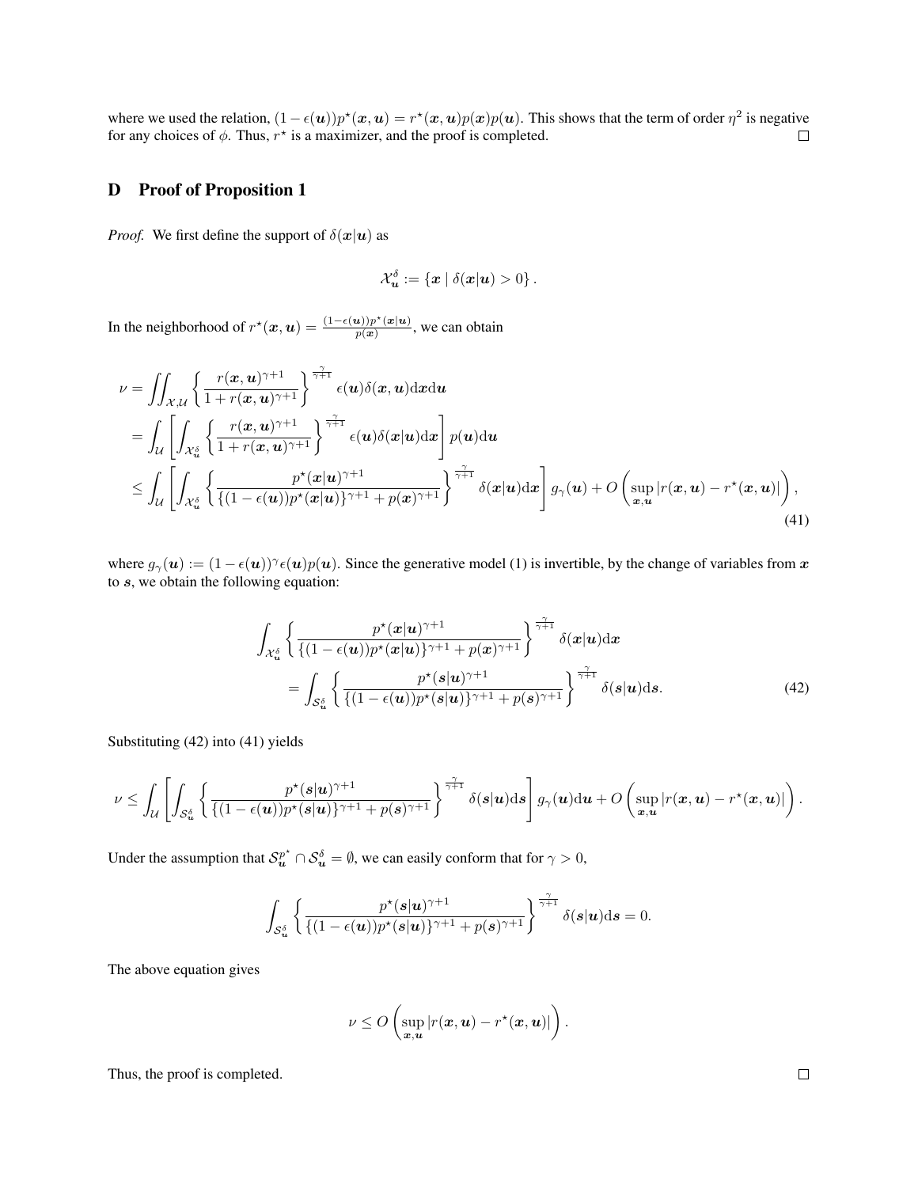where we used the relation, $(1-\epsilon(\boldsymbol{u}))p^\star(\boldsymbol{x},\boldsymbol{u}) = r^\star(\boldsymbol{x},\boldsymbol{u})p(\boldsymbol{x})p(\boldsymbol{u})$. This shows that the term of order $\eta^2$ is negative for any choices of $\phi$. Thus, $r^\star$ is a maximizer, and the proof is completed. □

## D Proof of Proposition 1

*Proof.* We first define the support of $\delta(\boldsymbol{x}|\boldsymbol{u})$ as

$$
\mathcal{X}_{\boldsymbol{u}}^{\delta} := \{\boldsymbol{x} \mid \delta(\boldsymbol{x}|\boldsymbol{u}) > 0\}.
$$

In the neighborhood of $r^\star(\boldsymbol{x},\boldsymbol{u}) = \frac{(1-\epsilon(\boldsymbol{u}))p^\star(\boldsymbol{x}|\boldsymbol{u})}{p(\boldsymbol{x})}$, we can obtain

$$
\begin{aligned}
\nu &= \iint_{\mathcal{X},\mathcal{U}} \left\{\frac{r(\boldsymbol{x},\boldsymbol{u})^{\gamma+1}}{1+r(\boldsymbol{x},\boldsymbol{u})^{\gamma+1}}\right\}^{\frac{\gamma}{\gamma+1}} \epsilon(\boldsymbol{u})\delta(\boldsymbol{x},\boldsymbol{u})\mathrm{d}\boldsymbol{x}\mathrm{d}\boldsymbol{u} \\
&= \int_{\mathcal{U}} \left[\int_{\mathcal{X}_{\boldsymbol{u}}^{\delta}} \left\{\frac{r(\boldsymbol{x},\boldsymbol{u})^{\gamma+1}}{1+r(\boldsymbol{x},\boldsymbol{u})^{\gamma+1}}\right\}^{\frac{\gamma}{\gamma+1}} \epsilon(\boldsymbol{u})\delta(\boldsymbol{x}|\boldsymbol{u})\mathrm{d}\boldsymbol{x}\right] p(\boldsymbol{u})\mathrm{d}\boldsymbol{u} \\
&\leq \int_{\mathcal{U}} \left[\int_{\mathcal{X}_{\boldsymbol{u}}^{\delta}} \left\{\frac{p^\star(\boldsymbol{x}|\boldsymbol{u})^{\gamma+1}}{\{(1-\epsilon(\boldsymbol{u}))p^\star(\boldsymbol{x}|\boldsymbol{u})\}^{\gamma+1} + p(\boldsymbol{x})^{\gamma+1}}\right\}^{\frac{\gamma}{\gamma+1}} \delta(\boldsymbol{x}|\boldsymbol{u})\mathrm{d}\boldsymbol{x}\right] g_\gamma(\boldsymbol{u}) + O\left(\sup_{\boldsymbol{x},\boldsymbol{u}} |r(\boldsymbol{x},\boldsymbol{u}) - r^\star(\boldsymbol{x},\boldsymbol{u})|\right),
\end{aligned} \tag{41}
$$

where $g_\gamma(\boldsymbol{u}) := (1-\epsilon(\boldsymbol{u}))^\gamma \epsilon(\boldsymbol{u})p(\boldsymbol{u})$. Since the generative model (1) is invertible, by the change of variables from $\boldsymbol{x}$ to $\boldsymbol{s}$, we obtain the following equation:

$$
\begin{aligned}
&\int_{\mathcal{X}_{\boldsymbol{u}}^{\delta}} \left\{\frac{p^\star(\boldsymbol{x}|\boldsymbol{u})^{\gamma+1}}{\{(1-\epsilon(\boldsymbol{u}))p^\star(\boldsymbol{x}|\boldsymbol{u})\}^{\gamma+1} + p(\boldsymbol{x})^{\gamma+1}}\right\}^{\frac{\gamma}{\gamma+1}} \delta(\boldsymbol{x}|\boldsymbol{u})\mathrm{d}\boldsymbol{x} \\
&\qquad = \int_{\mathcal{S}_{\boldsymbol{u}}^{\delta}} \left\{\frac{p^\star(\boldsymbol{s}|\boldsymbol{u})^{\gamma+1}}{\{(1-\epsilon(\boldsymbol{u}))p^\star(\boldsymbol{s}|\boldsymbol{u})\}^{\gamma+1} + p(\boldsymbol{s})^{\gamma+1}}\right\}^{\frac{\gamma}{\gamma+1}} \delta(\boldsymbol{s}|\boldsymbol{u})\mathrm{d}\boldsymbol{s}.
\end{aligned} \tag{42}
$$

Substituting (42) into (41) yields

$$
\nu \leq \int_{\mathcal{U}} \left[\int_{\mathcal{S}_{\boldsymbol{u}}^{\delta}} \left\{\frac{p^\star(\boldsymbol{s}|\boldsymbol{u})^{\gamma+1}}{\{(1-\epsilon(\boldsymbol{u}))p^\star(\boldsymbol{s}|\boldsymbol{u})\}^{\gamma+1} + p(\boldsymbol{s})^{\gamma+1}}\right\}^{\frac{\gamma}{\gamma+1}} \delta(\boldsymbol{s}|\boldsymbol{u})\mathrm{d}\boldsymbol{s}\right] g_\gamma(\boldsymbol{u})\mathrm{d}\boldsymbol{u} + O\left(\sup_{\boldsymbol{x},\boldsymbol{u}} |r(\boldsymbol{x},\boldsymbol{u}) - r^\star(\boldsymbol{x},\boldsymbol{u})|\right).
$$

Under the assumption that $\mathcal{S}_{\boldsymbol{u}}^{p^\star} \cap \mathcal{S}_{\boldsymbol{u}}^{\delta} = \emptyset$, we can easily conform that for $\gamma > 0$,

$$
\int_{\mathcal{S}_{\boldsymbol{u}}^{\delta}} \left\{\frac{p^\star(\boldsymbol{s}|\boldsymbol{u})^{\gamma+1}}{\{(1-\epsilon(\boldsymbol{u}))p^\star(\boldsymbol{s}|\boldsymbol{u})\}^{\gamma+1} + p(\boldsymbol{s})^{\gamma+1}}\right\}^{\frac{\gamma}{\gamma+1}} \delta(\boldsymbol{s}|\boldsymbol{u})\mathrm{d}\boldsymbol{s} = 0.
$$

The above equation gives

$$
\nu \leq O\left(\sup_{\boldsymbol{x},\boldsymbol{u}} |r(\boldsymbol{x},\boldsymbol{u}) - r^\star(\boldsymbol{x},\boldsymbol{u})|\right).
$$

Thus, the proof is completed. □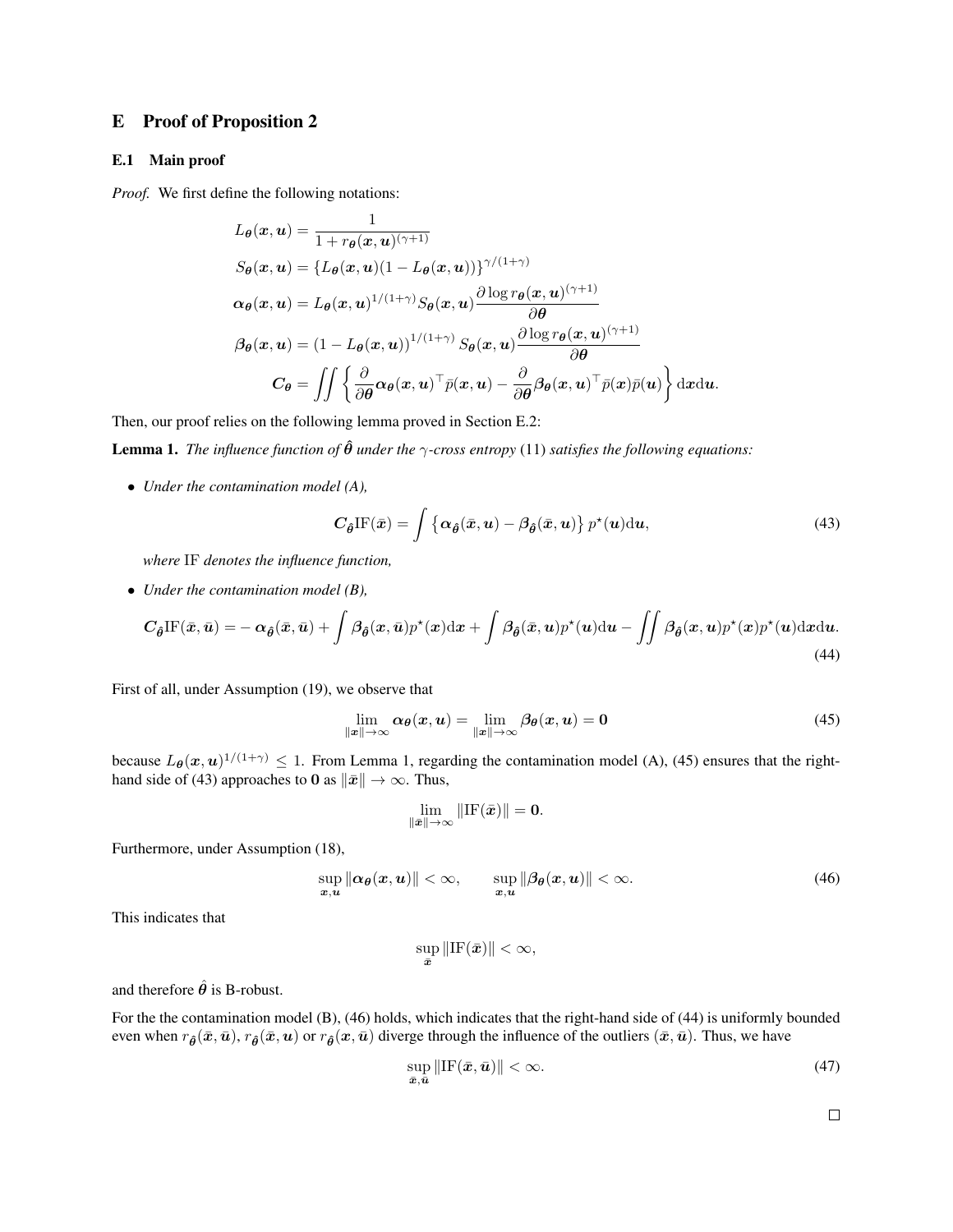## E Proof of Proposition 2

### E.1 Main proof

*Proof.* We first define the following notations:

$$
\begin{aligned}
L_{\boldsymbol{\theta}}(\boldsymbol{x}, \boldsymbol{u}) &= \frac{1}{1 + r_{\boldsymbol{\theta}}(\boldsymbol{x}, \boldsymbol{u})^{(\gamma+1)}} \\
S_{\boldsymbol{\theta}}(\boldsymbol{x}, \boldsymbol{u}) &= \{L_{\boldsymbol{\theta}}(\boldsymbol{x}, \boldsymbol{u})(1 - L_{\boldsymbol{\theta}}(\boldsymbol{x}, \boldsymbol{u}))\}^{\gamma/(1+\gamma)} \\
\boldsymbol{\alpha}_{\boldsymbol{\theta}}(\boldsymbol{x}, \boldsymbol{u}) &= L_{\boldsymbol{\theta}}(\boldsymbol{x}, \boldsymbol{u})^{1/(1+\gamma)} S_{\boldsymbol{\theta}}(\boldsymbol{x}, \boldsymbol{u}) \frac{\partial \log r_{\boldsymbol{\theta}}(\boldsymbol{x}, \boldsymbol{u})^{(\gamma+1)}}{\partial \boldsymbol{\theta}} \\
\boldsymbol{\beta}_{\boldsymbol{\theta}}(\boldsymbol{x}, \boldsymbol{u}) &= (1 - L_{\boldsymbol{\theta}}(\boldsymbol{x}, \boldsymbol{u}))^{1/(1+\gamma)} S_{\boldsymbol{\theta}}(\boldsymbol{x}, \boldsymbol{u}) \frac{\partial \log r_{\boldsymbol{\theta}}(\boldsymbol{x}, \boldsymbol{u})^{(\gamma+1)}}{\partial \boldsymbol{\theta}} \\
\boldsymbol{C}_{\boldsymbol{\theta}} &= \iint \left\{ \frac{\partial}{\partial \boldsymbol{\theta}} \boldsymbol{\alpha}_{\boldsymbol{\theta}}(\boldsymbol{x}, \boldsymbol{u})^\top \bar{p}(\boldsymbol{x}, \boldsymbol{u}) - \frac{\partial}{\partial \boldsymbol{\theta}} \boldsymbol{\beta}_{\boldsymbol{\theta}}(\boldsymbol{x}, \boldsymbol{u})^\top \bar{p}(\boldsymbol{x}) \bar{p}(\boldsymbol{u}) \right\} \mathrm{d}\boldsymbol{x} \mathrm{d}\boldsymbol{u}.
\end{aligned}
$$

Then, our proof relies on the following lemma proved in Section E.2:

**Lemma 1.** *The influence function of $\hat{\boldsymbol{\theta}}$ under the $\gamma$-cross entropy* (11) *satisfies the following equations:*

- *Under the contamination model (A),*

$$
\boldsymbol{C}_{\hat{\boldsymbol{\theta}}} \mathrm{IF}(\bar{\boldsymbol{x}}) = \int \left\{ \boldsymbol{\alpha}_{\hat{\boldsymbol{\theta}}}(\bar{\boldsymbol{x}}, \boldsymbol{u}) - \boldsymbol{\beta}_{\hat{\boldsymbol{\theta}}}(\bar{\boldsymbol{x}}, \boldsymbol{u}) \right\} p^\star(\boldsymbol{u}) \mathrm{d}\boldsymbol{u}, \tag{43}
$$

  *where* IF *denotes the influence function,*

- *Under the contamination model (B),*

$$
\boldsymbol{C}_{\hat{\boldsymbol{\theta}}} \mathrm{IF}(\bar{\boldsymbol{x}}, \bar{\boldsymbol{u}}) = -\boldsymbol{\alpha}_{\hat{\boldsymbol{\theta}}}(\bar{\boldsymbol{x}}, \bar{\boldsymbol{u}}) + \int \boldsymbol{\beta}_{\hat{\boldsymbol{\theta}}}(\boldsymbol{x}, \bar{\boldsymbol{u}}) p^\star(\boldsymbol{x}) \mathrm{d}\boldsymbol{x} + \int \boldsymbol{\beta}_{\hat{\boldsymbol{\theta}}}(\bar{\boldsymbol{x}}, \boldsymbol{u}) p^\star(\boldsymbol{u}) \mathrm{d}\boldsymbol{u} - \iint \boldsymbol{\beta}_{\hat{\boldsymbol{\theta}}}(\boldsymbol{x}, \boldsymbol{u}) p^\star(\boldsymbol{x}) p^\star(\boldsymbol{u}) \mathrm{d}\boldsymbol{x} \mathrm{d}\boldsymbol{u}. \tag{44}
$$

First of all, under Assumption (19), we observe that

$$
\lim_{\|\boldsymbol{x}\| \to \infty} \boldsymbol{\alpha}_{\boldsymbol{\theta}}(\boldsymbol{x}, \boldsymbol{u}) = \lim_{\|\boldsymbol{x}\| \to \infty} \boldsymbol{\beta}_{\boldsymbol{\theta}}(\boldsymbol{x}, \boldsymbol{u}) = \boldsymbol{0} \tag{45}
$$

because $L_{\boldsymbol{\theta}}(\boldsymbol{x}, \boldsymbol{u})^{1/(1+\gamma)} \leq 1$. From Lemma 1, regarding the contamination model (A), (45) ensures that the right-hand side of (43) approaches to $\boldsymbol{0}$ as $\|\bar{\boldsymbol{x}}\| \to \infty$. Thus,

$$
\lim_{\|\bar{\boldsymbol{x}}\| \to \infty} \|\mathrm{IF}(\bar{\boldsymbol{x}})\| = \boldsymbol{0}.
$$

Furthermore, under Assumption (18),

$$
\sup_{\boldsymbol{x}, \boldsymbol{u}} \|\boldsymbol{\alpha}_{\boldsymbol{\theta}}(\boldsymbol{x}, \boldsymbol{u})\| < \infty, \qquad \sup_{\boldsymbol{x}, \boldsymbol{u}} \|\boldsymbol{\beta}_{\boldsymbol{\theta}}(\boldsymbol{x}, \boldsymbol{u})\| < \infty. \tag{46}
$$

This indicates that

$$
\sup_{\bar{\boldsymbol{x}}} \|\mathrm{IF}(\bar{\boldsymbol{x}})\| < \infty,
$$

and therefore $\hat{\boldsymbol{\theta}}$ is B-robust.

For the the contamination model (B), (46) holds, which indicates that the right-hand side of (44) is uniformly bounded even when $r_{\hat{\boldsymbol{\theta}}}(\bar{\boldsymbol{x}}, \bar{\boldsymbol{u}})$, $r_{\hat{\boldsymbol{\theta}}}(\bar{\boldsymbol{x}}, \boldsymbol{u})$ or $r_{\hat{\boldsymbol{\theta}}}(\boldsymbol{x}, \bar{\boldsymbol{u}})$ diverge through the influence of the outliers $(\bar{\boldsymbol{x}}, \bar{\boldsymbol{u}})$. Thus, we have

$$
\sup_{\bar{\boldsymbol{x}}, \bar{\boldsymbol{u}}} \|\mathrm{IF}(\bar{\boldsymbol{x}}, \bar{\boldsymbol{u}})\| < \infty. \tag{47}
$$

□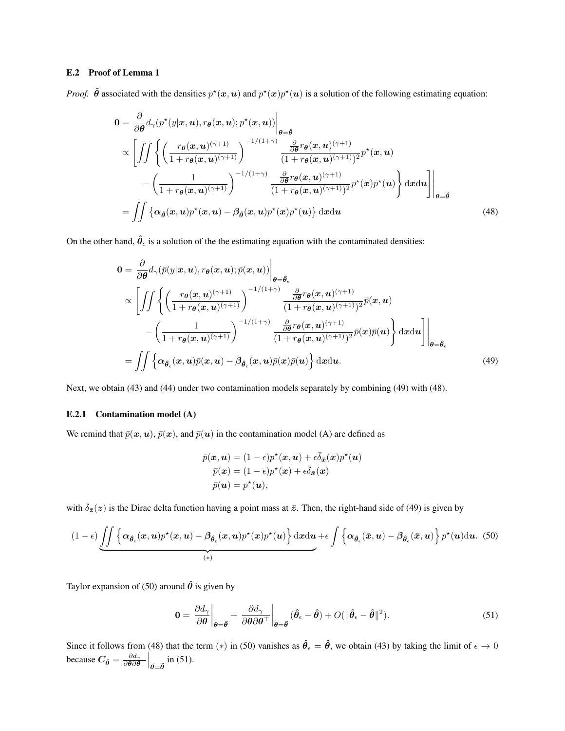### E.2 Proof of Lemma 1

*Proof.* $\hat{\boldsymbol{\theta}}$ associated with the densities $p^\star(\boldsymbol{x}, \boldsymbol{u})$ and $p^\star(\boldsymbol{x})p^\star(\boldsymbol{u})$ is a solution of the following estimating equation:

$$
\begin{aligned}
\mathbf{0} &= \frac{\partial}{\partial \boldsymbol{\theta}} d_\gamma(p^\star(y|\boldsymbol{x}, \boldsymbol{u}), r_{\boldsymbol{\theta}}(\boldsymbol{x}, \boldsymbol{u}); p^\star(\boldsymbol{x}, \boldsymbol{u}))\bigg|_{\boldsymbol{\theta}=\hat{\boldsymbol{\theta}}} \\
&\propto \left[\iint \left\{ \left(\frac{r_{\boldsymbol{\theta}}(\boldsymbol{x}, \boldsymbol{u})^{(\gamma+1)}}{1 + r_{\boldsymbol{\theta}}(\boldsymbol{x}, \boldsymbol{u})^{(\gamma+1)}}\right)^{-1/(1+\gamma)} \frac{\frac{\partial}{\partial \boldsymbol{\theta}} r_{\boldsymbol{\theta}}(\boldsymbol{x}, \boldsymbol{u})^{(\gamma+1)}}{(1 + r_{\boldsymbol{\theta}}(\boldsymbol{x}, \boldsymbol{u})^{(\gamma+1)})^2} p^\star(\boldsymbol{x}, \boldsymbol{u}) \right.\right. \\
&\qquad \left.\left. - \left(\frac{1}{1 + r_{\boldsymbol{\theta}}(\boldsymbol{x}, \boldsymbol{u})^{(\gamma+1)}}\right)^{-1/(1+\gamma)} \frac{\frac{\partial}{\partial \boldsymbol{\theta}} r_{\boldsymbol{\theta}}(\boldsymbol{x}, \boldsymbol{u})^{(\gamma+1)}}{(1 + r_{\boldsymbol{\theta}}(\boldsymbol{x}, \boldsymbol{u})^{(\gamma+1)})^2} p^\star(\boldsymbol{x}) p^\star(\boldsymbol{u}) \right\} \mathrm{d}\boldsymbol{x} \mathrm{d}\boldsymbol{u} \right]\Bigg|_{\boldsymbol{\theta}=\hat{\boldsymbol{\theta}}} \\
&= \iint \left\{ \boldsymbol{\alpha}_{\hat{\boldsymbol{\theta}}}(\boldsymbol{x}, \boldsymbol{u}) p^\star(\boldsymbol{x}, \boldsymbol{u}) - \boldsymbol{\beta}_{\hat{\boldsymbol{\theta}}}(\boldsymbol{x}, \boldsymbol{u}) p^\star(\boldsymbol{x}) p^\star(\boldsymbol{u}) \right\} \mathrm{d}\boldsymbol{x} \mathrm{d}\boldsymbol{u} \qquad (48)
\end{aligned}
$$

On the other hand, $\hat{\boldsymbol{\theta}}_\epsilon$ is a solution of the the estimating equation with the contaminated densities:

$$
\begin{aligned}
\mathbf{0} &= \frac{\partial}{\partial \boldsymbol{\theta}} d_\gamma(\bar{p}(y|\boldsymbol{x}, \boldsymbol{u}), r_{\boldsymbol{\theta}}(\boldsymbol{x}, \boldsymbol{u}); \bar{p}(\boldsymbol{x}, \boldsymbol{u}))\bigg|_{\boldsymbol{\theta}=\hat{\boldsymbol{\theta}}_\epsilon} \\
&\propto \left[\iint \left\{ \left(\frac{r_{\boldsymbol{\theta}}(\boldsymbol{x}, \boldsymbol{u})^{(\gamma+1)}}{1 + r_{\boldsymbol{\theta}}(\boldsymbol{x}, \boldsymbol{u})^{(\gamma+1)}}\right)^{-1/(1+\gamma)} \frac{\frac{\partial}{\partial \boldsymbol{\theta}} r_{\boldsymbol{\theta}}(\boldsymbol{x}, \boldsymbol{u})^{(\gamma+1)}}{(1 + r_{\boldsymbol{\theta}}(\boldsymbol{x}, \boldsymbol{u})^{(\gamma+1)})^2} \bar{p}(\boldsymbol{x}, \boldsymbol{u}) \right.\right. \\
&\qquad \left.\left. - \left(\frac{1}{1 + r_{\boldsymbol{\theta}}(\boldsymbol{x}, \boldsymbol{u})^{(\gamma+1)}}\right)^{-1/(1+\gamma)} \frac{\frac{\partial}{\partial \boldsymbol{\theta}} r_{\boldsymbol{\theta}}(\boldsymbol{x}, \boldsymbol{u})^{(\gamma+1)}}{(1 + r_{\boldsymbol{\theta}}(\boldsymbol{x}, \boldsymbol{u})^{(\gamma+1)})^2} \bar{p}(\boldsymbol{x}) \bar{p}(\boldsymbol{u}) \right\} \mathrm{d}\boldsymbol{x} \mathrm{d}\boldsymbol{u} \right]\Bigg|_{\boldsymbol{\theta}=\hat{\boldsymbol{\theta}}_\epsilon} \\
&= \iint \left\{ \boldsymbol{\alpha}_{\hat{\boldsymbol{\theta}}_\epsilon}(\boldsymbol{x}, \boldsymbol{u}) \bar{p}(\boldsymbol{x}, \boldsymbol{u}) - \boldsymbol{\beta}_{\hat{\boldsymbol{\theta}}_\epsilon}(\boldsymbol{x}, \boldsymbol{u}) \bar{p}(\boldsymbol{x}) \bar{p}(\boldsymbol{u}) \right\} \mathrm{d}\boldsymbol{x} \mathrm{d}\boldsymbol{u}. \qquad (49)
\end{aligned}
$$

Next, we obtain (43) and (44) under two contamination models separately by combining (49) with (48).

#### E.2.1 Contamination model (A)

We remind that $\bar{p}(\boldsymbol{x}, \boldsymbol{u})$, $\bar{p}(\boldsymbol{x})$, and $\bar{p}(\boldsymbol{u})$ in the contamination model (A) are defined as

$$
\begin{aligned}
\bar{p}(\boldsymbol{x}, \boldsymbol{u}) &= (1-\epsilon) p^\star(\boldsymbol{x}, \boldsymbol{u}) + \epsilon \bar{\delta}_{\bar{\boldsymbol{x}}}(\boldsymbol{x}) p^\star(\boldsymbol{u}) \\
\bar{p}(\boldsymbol{x}) &= (1-\epsilon) p^\star(\boldsymbol{x}) + \epsilon \bar{\delta}_{\bar{\boldsymbol{x}}}(\boldsymbol{x}) \\
\bar{p}(\boldsymbol{u}) &= p^\star(\boldsymbol{u}),
\end{aligned}
$$

with $\bar{\delta}_{\bar{\boldsymbol{z}}}(\boldsymbol{z})$ is the Dirac delta function having a point mass at $\bar{\boldsymbol{z}}$. Then, the right-hand side of (49) is given by

$$
(1-\epsilon) \underbrace{\iint \left\{ \boldsymbol{\alpha}_{\hat{\boldsymbol{\theta}}_\epsilon}(\boldsymbol{x}, \boldsymbol{u}) p^\star(\boldsymbol{x}, \boldsymbol{u}) - \boldsymbol{\beta}_{\hat{\boldsymbol{\theta}}_\epsilon}(\boldsymbol{x}, \boldsymbol{u}) p^\star(\boldsymbol{x}) p^\star(\boldsymbol{u}) \right\} \mathrm{d}\boldsymbol{x} \mathrm{d}\boldsymbol{u}}_{(*)} + \epsilon \int \left\{ \boldsymbol{\alpha}_{\hat{\boldsymbol{\theta}}_\epsilon}(\bar{\boldsymbol{x}}, \boldsymbol{u}) - \boldsymbol{\beta}_{\hat{\boldsymbol{\theta}}_\epsilon}(\bar{\boldsymbol{x}}, \boldsymbol{u}) \right\} p^\star(\boldsymbol{u}) \mathrm{d}\boldsymbol{u}. \quad (50)
$$

Taylor expansion of (50) around $\hat{\boldsymbol{\theta}}$ is given by

$$
\mathbf{0} = \frac{\partial d_\gamma}{\partial \boldsymbol{\theta}}\bigg|_{\boldsymbol{\theta}=\hat{\boldsymbol{\theta}}} + \frac{\partial d_\gamma}{\partial \boldsymbol{\theta} \partial \boldsymbol{\theta}^\top}\bigg|_{\boldsymbol{\theta}=\hat{\boldsymbol{\theta}}} (\hat{\boldsymbol{\theta}}_\epsilon - \hat{\boldsymbol{\theta}}) + O(\|\hat{\boldsymbol{\theta}}_\epsilon - \hat{\boldsymbol{\theta}}\|^2). \qquad (51)
$$

Since it follows from (48) that the term $(*)$ in (50) vanishes as $\hat{\boldsymbol{\theta}}_\epsilon = \hat{\boldsymbol{\theta}}$, we obtain (43) by taking the limit of $\epsilon \to 0$ because $\boldsymbol{C}_{\hat{\boldsymbol{\theta}}} = \frac{\partial d_\gamma}{\partial \boldsymbol{\theta} \partial \boldsymbol{\theta}^\top}\Big|_{\boldsymbol{\theta}=\hat{\boldsymbol{\theta}}}$ in (51).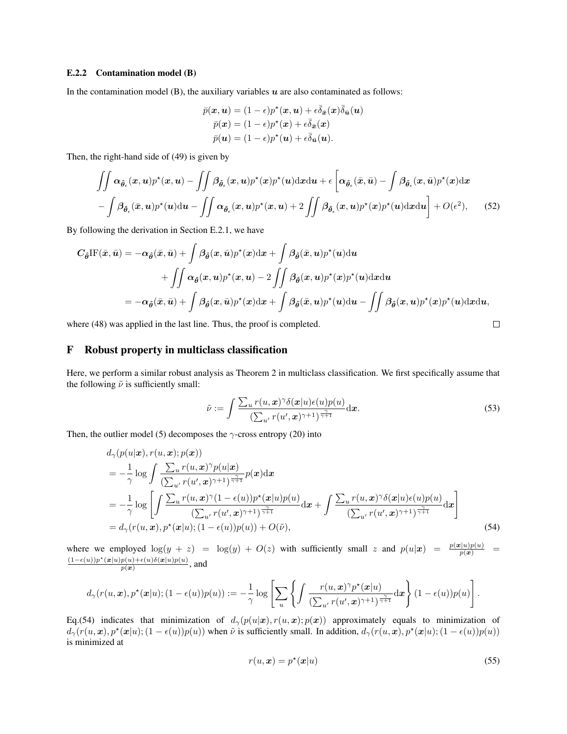### E.2.2 Contamination model (B)

In the contamination model (B), the auxiliary variables $\boldsymbol{u}$ are also contaminated as follows:

$$
\begin{aligned}
\bar{p}(\boldsymbol{x}, \boldsymbol{u}) &= (1-\epsilon)p^\star(\boldsymbol{x}, \boldsymbol{u}) + \epsilon\bar{\delta}_{\bar{\boldsymbol{x}}}(\boldsymbol{x})\bar{\delta}_{\bar{\boldsymbol{u}}}(\boldsymbol{u}) \\
\bar{p}(\boldsymbol{x}) &= (1-\epsilon)p^\star(\boldsymbol{x}) + \epsilon\bar{\delta}_{\bar{\boldsymbol{x}}}(\boldsymbol{x}) \\
\bar{p}(\boldsymbol{u}) &= (1-\epsilon)p^\star(\boldsymbol{u}) + \epsilon\bar{\delta}_{\bar{\boldsymbol{u}}}(\boldsymbol{u}).
\end{aligned}
$$

Then, the right-hand side of (49) is given by

$$
\begin{aligned}
&\iint \boldsymbol{\alpha}_{\hat{\boldsymbol{\theta}}_\epsilon}(\boldsymbol{x}, \boldsymbol{u})p^\star(\boldsymbol{x}, \boldsymbol{u}) - \iint \boldsymbol{\beta}_{\hat{\boldsymbol{\theta}}_\epsilon}(\boldsymbol{x}, \boldsymbol{u})p^\star(\boldsymbol{x})p^\star(\boldsymbol{u})\mathrm{d}\boldsymbol{x}\mathrm{d}\boldsymbol{u} + \epsilon\Bigg[\boldsymbol{\alpha}_{\hat{\boldsymbol{\theta}}_\epsilon}(\bar{\boldsymbol{x}}, \bar{\boldsymbol{u}}) - \int \boldsymbol{\beta}_{\hat{\boldsymbol{\theta}}_\epsilon}(\boldsymbol{x}, \bar{\boldsymbol{u}})p^\star(\boldsymbol{x})\mathrm{d}\boldsymbol{x} \\
&- \int \boldsymbol{\beta}_{\hat{\boldsymbol{\theta}}_\epsilon}(\bar{\boldsymbol{x}}, \boldsymbol{u})p^\star(\boldsymbol{u})\mathrm{d}\boldsymbol{u} - \iint \boldsymbol{\alpha}_{\hat{\boldsymbol{\theta}}_\epsilon}(\boldsymbol{x}, \boldsymbol{u})p^\star(\boldsymbol{x}, \boldsymbol{u}) + 2\iint \boldsymbol{\beta}_{\hat{\boldsymbol{\theta}}_\epsilon}(\boldsymbol{x}, \boldsymbol{u})p^\star(\boldsymbol{x})p^\star(\boldsymbol{u})\mathrm{d}\boldsymbol{x}\mathrm{d}\boldsymbol{u}\Bigg] + O(\epsilon^2),
\end{aligned}
\tag{52}
$$

By following the derivation in Section E.2.1, we have

$$
\begin{aligned}
\boldsymbol{C}_{\hat{\boldsymbol{\theta}}}\mathrm{IF}(\bar{\boldsymbol{x}}, \bar{\boldsymbol{u}}) &= -\boldsymbol{\alpha}_{\hat{\boldsymbol{\theta}}}(\bar{\boldsymbol{x}}, \bar{\boldsymbol{u}}) + \int \boldsymbol{\beta}_{\hat{\boldsymbol{\theta}}}(\boldsymbol{x}, \bar{\boldsymbol{u}})p^\star(\boldsymbol{x})\mathrm{d}\boldsymbol{x} + \int \boldsymbol{\beta}_{\hat{\boldsymbol{\theta}}}(\bar{\boldsymbol{x}}, \boldsymbol{u})p^\star(\boldsymbol{u})\mathrm{d}\boldsymbol{u} \\
&\quad + \iint \boldsymbol{\alpha}_{\hat{\boldsymbol{\theta}}}(\boldsymbol{x}, \boldsymbol{u})p^\star(\boldsymbol{x}, \boldsymbol{u}) - 2\iint \boldsymbol{\beta}_{\hat{\boldsymbol{\theta}}}(\boldsymbol{x}, \boldsymbol{u})p^\star(\boldsymbol{x})p^\star(\boldsymbol{u})\mathrm{d}\boldsymbol{x}\mathrm{d}\boldsymbol{u} \\
&= -\boldsymbol{\alpha}_{\hat{\boldsymbol{\theta}}}(\bar{\boldsymbol{x}}, \bar{\boldsymbol{u}}) + \int \boldsymbol{\beta}_{\hat{\boldsymbol{\theta}}}(\boldsymbol{x}, \bar{\boldsymbol{u}})p^\star(\boldsymbol{x})\mathrm{d}\boldsymbol{x} + \int \boldsymbol{\beta}_{\hat{\boldsymbol{\theta}}}(\bar{\boldsymbol{x}}, \boldsymbol{u})p^\star(\boldsymbol{u})\mathrm{d}\boldsymbol{u} - \iint \boldsymbol{\beta}_{\hat{\boldsymbol{\theta}}}(\boldsymbol{x}, \boldsymbol{u})p^\star(\boldsymbol{x})p^\star(\boldsymbol{u})\mathrm{d}\boldsymbol{x}\mathrm{d}\boldsymbol{u},
\end{aligned}
$$

where (48) was applied in the last line. Thus, the proof is completed. □

## F Robust property in multiclass classification

Here, we perform a similar robust analysis as Theorem 2 in multiclass classification. We first specifically assume that the following $\tilde{\nu}$ is sufficiently small:

$$
\tilde{\nu} := \int \frac{\sum_u r(u, \boldsymbol{x})^\gamma \delta(\boldsymbol{x}|u)\epsilon(u)p(u)}{(\sum_{u'} r(u', \boldsymbol{x})^{\gamma+1})^{\frac{\gamma}{\gamma+1}}}\mathrm{d}\boldsymbol{x}. \tag{53}
$$

Then, the outlier model (5) decomposes the $\gamma$-cross entropy (20) into

$$
\begin{aligned}
&d_\gamma(p(u|\boldsymbol{x}), r(u, \boldsymbol{x}); p(\boldsymbol{x})) \\
&= -\frac{1}{\gamma}\log\int \frac{\sum_u r(u, \boldsymbol{x})^\gamma p(u|\boldsymbol{x})}{(\sum_{u'} r(u', \boldsymbol{x})^{\gamma+1})^{\frac{\gamma}{\gamma+1}}}p(\boldsymbol{x})\mathrm{d}\boldsymbol{x} \\
&= -\frac{1}{\gamma}\log\left[\int \frac{\sum_u r(u, \boldsymbol{x})^\gamma(1-\epsilon(u))p^\star(\boldsymbol{x}|u)p(u)}{(\sum_{u'} r(u', \boldsymbol{x})^{\gamma+1})^{\frac{\gamma}{\gamma+1}}}\mathrm{d}\boldsymbol{x} + \int \frac{\sum_u r(u, \boldsymbol{x})^\gamma \delta(\boldsymbol{x}|u)\epsilon(u)p(u)}{(\sum_{u'} r(u', \boldsymbol{x})^{\gamma+1})^{\frac{\gamma}{\gamma+1}}}\mathrm{d}\boldsymbol{x}\right] \\
&= d_\gamma(r(u, \boldsymbol{x}), p^\star(\boldsymbol{x}|u); (1-\epsilon(u))p(u)) + O(\tilde{\nu}),
\end{aligned}
\tag{54}
$$

where we employed $\log(y+z) = \log(y) + O(z)$ with sufficiently small $z$ and $p(u|\boldsymbol{x}) = \frac{p(\boldsymbol{x}|u)p(u)}{p(\boldsymbol{x})} = \frac{(1-\epsilon(u))p^\star(\boldsymbol{x}|u)p(u)+\epsilon(u)\delta(\boldsymbol{x}|u)p(u)}{p(\boldsymbol{x})}$, and

$$
d_\gamma(r(u, \boldsymbol{x}), p^\star(\boldsymbol{x}|u); (1-\epsilon(u))p(u)) := -\frac{1}{\gamma}\log\left[\sum_u\left\{\int \frac{r(u, \boldsymbol{x})^\gamma p^\star(\boldsymbol{x}|u)}{(\sum_{u'} r(u', \boldsymbol{x})^{\gamma+1})^{\frac{\gamma}{\gamma+1}}}\mathrm{d}\boldsymbol{x}\right\}(1-\epsilon(u))p(u)\right].
$$

Eq.(54) indicates that minimization of $d_\gamma(p(u|\boldsymbol{x}), r(u, \boldsymbol{x}); p(\boldsymbol{x}))$ approximately equals to minimization of $d_\gamma(r(u, \boldsymbol{x}), p^\star(\boldsymbol{x}|u); (1-\epsilon(u))p(u))$ when $\tilde{\nu}$ is sufficiently small. In addition, $d_\gamma(r(u, \boldsymbol{x}), p^\star(\boldsymbol{x}|u); (1-\epsilon(u))p(u))$ is minimized at

$$
r(u, \boldsymbol{x}) = p^\star(\boldsymbol{x}|u) \tag{55}
$$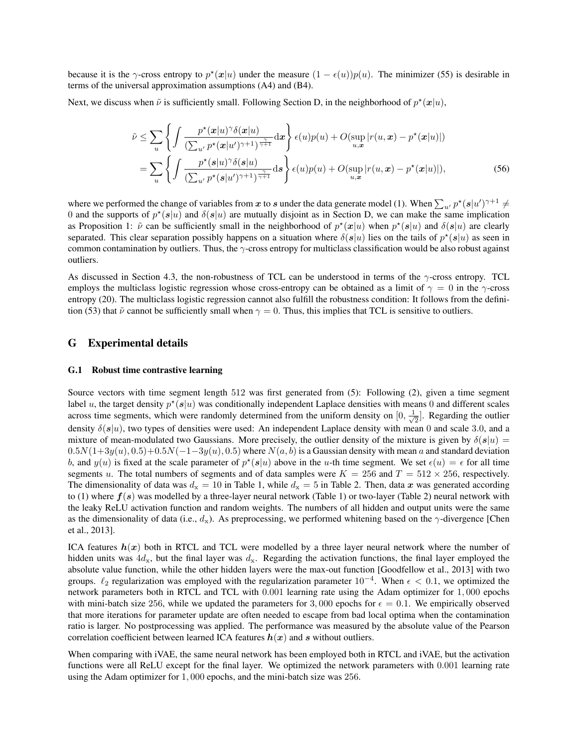because it is the $\gamma$-cross entropy to $p^\star(\boldsymbol{x}|u)$ under the measure $(1-\epsilon(u))p(u)$. The minimizer (55) is desirable in terms of the universal approximation assumptions (A4) and (B4).

Next, we discuss when $\tilde{\nu}$ is sufficiently small. Following Section D, in the neighborhood of $p^\star(\boldsymbol{x}|u)$,

$$
\begin{aligned}
\tilde{\nu} &\leq \sum_u \left\{ \int \frac{p^\star(\boldsymbol{x}|u)^\gamma \delta(\boldsymbol{x}|u)}{(\sum_{u'} p^\star(\boldsymbol{x}|u')^{\gamma+1})^{\frac{\gamma}{\gamma+1}}} \mathrm{d}\boldsymbol{x} \right\} \epsilon(u)p(u) + O(\sup_{u,\boldsymbol{x}} |r(u,\boldsymbol{x}) - p^\star(\boldsymbol{x}|u)|) \\
&= \sum_u \left\{ \int \frac{p^\star(\boldsymbol{s}|u)^\gamma \delta(\boldsymbol{s}|u)}{(\sum_{u'} p^\star(\boldsymbol{s}|u')^{\gamma+1})^{\frac{\gamma}{\gamma+1}}} \mathrm{d}\boldsymbol{s} \right\} \epsilon(u)p(u) + O(\sup_{u,\boldsymbol{x}} |r(u,\boldsymbol{x}) - p^\star(\boldsymbol{x}|u)|),
\end{aligned} \tag{56}
$$

where we performed the change of variables from $\boldsymbol{x}$ to $\boldsymbol{s}$ under the data generate model (1). When $\sum_{u'} p^\star(\boldsymbol{s}|u')^{\gamma+1} \neq 0$ and the supports of $p^\star(\boldsymbol{s}|u)$ and $\delta(\boldsymbol{s}|u)$ are mutually disjoint as in Section D, we can make the same implication as Proposition 1: $\tilde{\nu}$ can be sufficiently small in the neighborhood of $p^\star(\boldsymbol{x}|u)$ when $p^\star(\boldsymbol{s}|u)$ and $\delta(\boldsymbol{s}|u)$ are clearly separated. This clear separation possibly happens on a situation where $\delta(\boldsymbol{s}|u)$ lies on the tails of $p^\star(\boldsymbol{s}|u)$ as seen in common contamination by outliers. Thus, the $\gamma$-cross entropy for multiclass classification would be also robust against outliers.

As discussed in Section 4.3, the non-robustness of TCL can be understood in terms of the $\gamma$-cross entropy. TCL employs the multiclass logistic regression whose cross-entropy can be obtained as a limit of $\gamma = 0$ in the $\gamma$-cross entropy (20). The multiclass logistic regression cannot also fulfill the robustness condition: It follows from the definition (53) that $\tilde{\nu}$ cannot be sufficiently small when $\gamma = 0$. Thus, this implies that TCL is sensitive to outliers.

# G Experimental details

## G.1 Robust time contrastive learning

Source vectors with time segment length 512 was first generated from (5): Following (2), given a time segment label $u$, the target density $p^\star(\boldsymbol{s}|u)$ was conditionally independent Laplace densities with means 0 and different scales across time segments, which were randomly determined from the uniform density on $[0, \frac{1}{\sqrt{2}}]$. Regarding the outlier density $\delta(\boldsymbol{s}|u)$, two types of densities were used: An independent Laplace density with mean 0 and scale 3.0, and a mixture of mean-modulated two Gaussians. More precisely, the outlier density of the mixture is given by $\delta(\boldsymbol{s}|u) = 0.5N(1+3y(u), 0.5) + 0.5N(-1-3y(u), 0.5)$ where $N(a,b)$ is a Gaussian density with mean $a$ and standard deviation $b$, and $y(u)$ is fixed at the scale parameter of $p^\star(\boldsymbol{s}|u)$ above in the $u$-th time segment. We set $\epsilon(u) = \epsilon$ for all time segments $u$. The total numbers of segments and of data samples were $K = 256$ and $T = 512 \times 256$, respectively. The dimensionality of data was $d_{\mathrm{x}} = 10$ in Table 1, while $d_{\mathrm{x}} = 5$ in Table 2. Then, data $\boldsymbol{x}$ was generated according to (1) where $\boldsymbol{f}(\boldsymbol{s})$ was modelled by a three-layer neural network (Table 1) or two-layer (Table 2) neural network with the leaky ReLU activation function and random weights. The numbers of all hidden and output units were the same as the dimensionality of data (i.e., $d_{\mathrm{x}}$). As preprocessing, we performed whitening based on the $\gamma$-divergence [Chen et al., 2013].

ICA features $\boldsymbol{h}(\boldsymbol{x})$ both in RTCL and TCL were modelled by a three layer neural network where the number of hidden units was $4d_{\mathrm{x}}$, but the final layer was $d_{\mathrm{x}}$. Regarding the activation functions, the final layer employed the absolute value function, while the other hidden layers were the max-out function [Goodfellow et al., 2013] with two groups. $\ell_2$ regularization was employed with the regularization parameter $10^{-4}$. When $\epsilon < 0.1$, we optimized the network parameters both in RTCL and TCL with 0.001 learning rate using the Adam optimizer for 1,000 epochs with mini-batch size 256, while we updated the parameters for 3,000 epochs for $\epsilon = 0.1$. We empirically observed that more iterations for parameter update are often needed to escape from bad local optima when the contamination ratio is larger. No postprocessing was applied. The performance was measured by the absolute value of the Pearson correlation coefficient between learned ICA features $\boldsymbol{h}(\boldsymbol{x})$ and $\boldsymbol{s}$ without outliers.

When comparing with iVAE, the same neural network has been employed both in RTCL and iVAE, but the activation functions were all ReLU except for the final layer. We optimized the network parameters with 0.001 learning rate using the Adam optimizer for 1,000 epochs, and the mini-batch size was 256.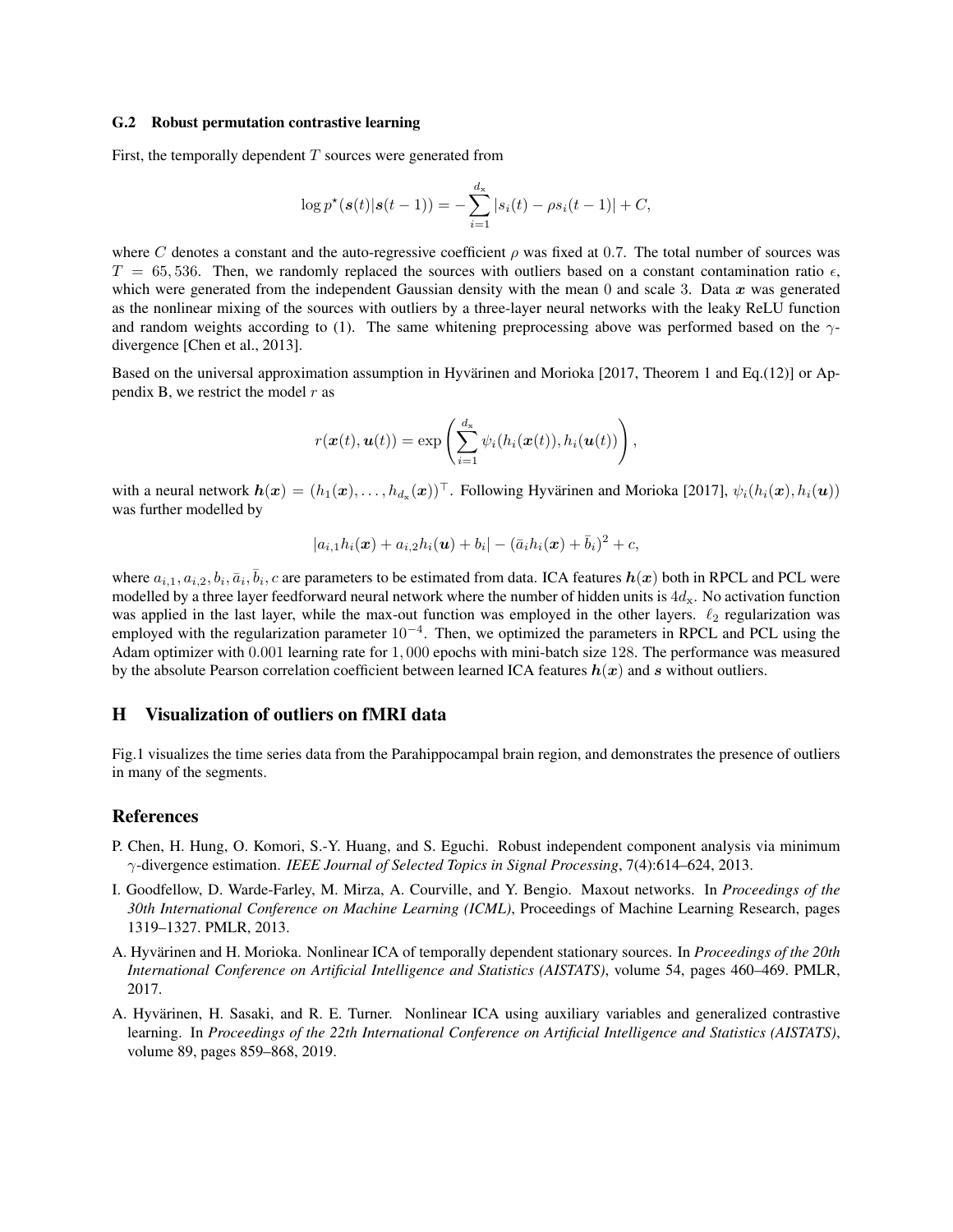### G.2 Robust permutation contrastive learning

First, the temporally dependent $T$ sources were generated from

$$\log p^\star(\boldsymbol{s}(t)|\boldsymbol{s}(t-1)) = -\sum_{i=1}^{d_\mathrm{x}} |s_i(t) - \rho s_i(t-1)| + C,$$

where $C$ denotes a constant and the auto-regressive coefficient $\rho$ was fixed at $0.7$. The total number of sources was $T = 65,536$. Then, we randomly replaced the sources with outliers based on a constant contamination ratio $\epsilon$, which were generated from the independent Gaussian density with the mean $0$ and scale $3$. Data $\boldsymbol{x}$ was generated as the nonlinear mixing of the sources with outliers by a three-layer neural networks with the leaky ReLU function and random weights according to (1). The same whitening preprocessing above was performed based on the $\gamma$-divergence [Chen et al., 2013].

Based on the universal approximation assumption in Hyvärinen and Morioka [2017, Theorem 1 and Eq.(12)] or Appendix B, we restrict the model $r$ as

$$r(\boldsymbol{x}(t), \boldsymbol{u}(t)) = \exp\left(\sum_{i=1}^{d_\mathrm{x}} \psi_i(h_i(\boldsymbol{x}(t)), h_i(\boldsymbol{u}(t))\right),$$

with a neural network $\boldsymbol{h}(\boldsymbol{x}) = (h_1(\boldsymbol{x}), \dots, h_{d_\mathrm{x}}(\boldsymbol{x}))^\top$. Following Hyvärinen and Morioka [2017], $\psi_i(h_i(\boldsymbol{x}), h_i(\boldsymbol{u}))$ was further modelled by

$$|a_{i,1}h_i(\boldsymbol{x}) + a_{i,2}h_i(\boldsymbol{u}) + b_i| - (\bar{a}_i h_i(\boldsymbol{x}) + \bar{b}_i)^2 + c,$$

where $a_{i,1}, a_{i,2}, b_i, \bar{a}_i, \bar{b}_i, c$ are parameters to be estimated from data. ICA features $\boldsymbol{h}(\boldsymbol{x})$ both in RPCL and PCL were modelled by a three layer feedforward neural network where the number of hidden units is $4d_\mathrm{x}$. No activation function was applied in the last layer, while the max-out function was employed in the other layers. $\ell_2$ regularization was employed with the regularization parameter $10^{-4}$. Then, we optimized the parameters in RPCL and PCL using the Adam optimizer with $0.001$ learning rate for $1,000$ epochs with mini-batch size 128. The performance was measured by the absolute Pearson correlation coefficient between learned ICA features $\boldsymbol{h}(\boldsymbol{x})$ and $\boldsymbol{s}$ without outliers.

## H Visualization of outliers on fMRI data

Fig.1 visualizes the time series data from the Parahippocampal brain region, and demonstrates the presence of outliers in many of the segments.

## References

P. Chen, H. Hung, O. Komori, S.-Y. Huang, and S. Eguchi. Robust independent component analysis via minimum $\gamma$-divergence estimation. *IEEE Journal of Selected Topics in Signal Processing*, 7(4):614–624, 2013.

I. Goodfellow, D. Warde-Farley, M. Mirza, A. Courville, and Y. Bengio. Maxout networks. In *Proceedings of the 30th International Conference on Machine Learning (ICML)*, Proceedings of Machine Learning Research, pages 1319–1327. PMLR, 2013.

A. Hyvärinen and H. Morioka. Nonlinear ICA of temporally dependent stationary sources. In *Proceedings of the 20th International Conference on Artificial Intelligence and Statistics (AISTATS)*, volume 54, pages 460–469. PMLR, 2017.

A. Hyvärinen, H. Sasaki, and R. E. Turner. Nonlinear ICA using auxiliary variables and generalized contrastive learning. In *Proceedings of the 22th International Conference on Artificial Intelligence and Statistics (AISTATS)*, volume 89, pages 859–868, 2019.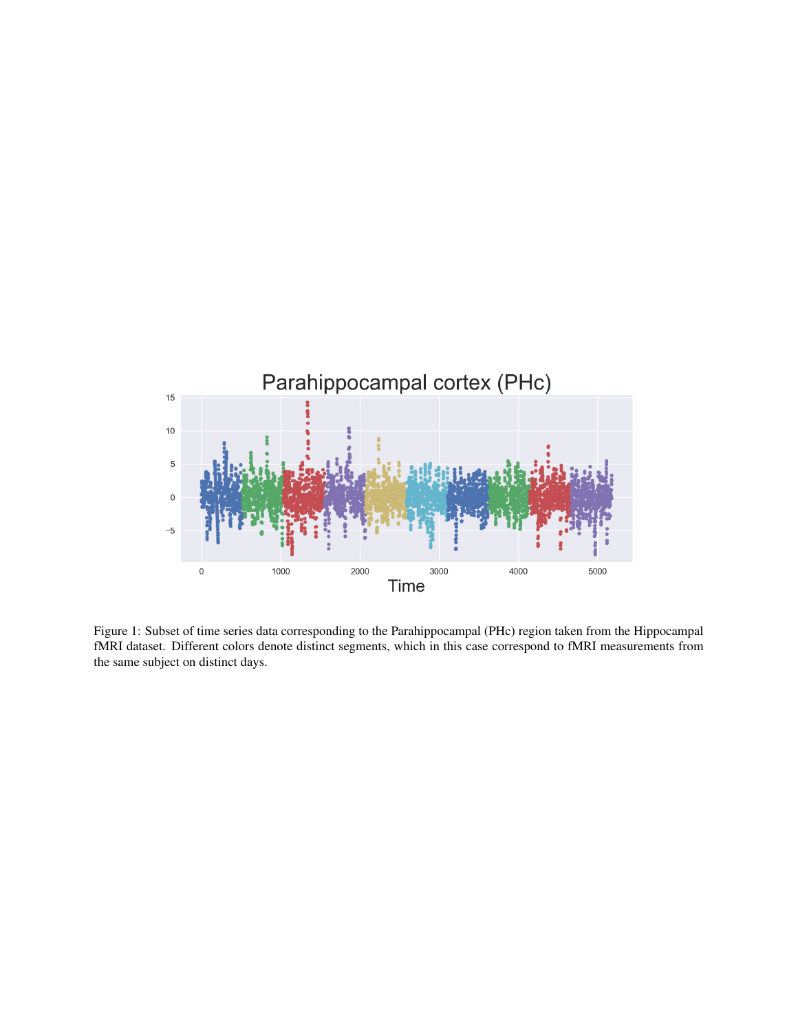Parahippocampal cortex (PHc)

15
10
5
0
−5

0 1000 2000 3000 4000 5000

Time

Figure 1: Subset of time series data corresponding to the Parahippocampal (PHc) region taken from the Hippocampal fMRI dataset. Different colors denote distinct segments, which in this case correspond to fMRI measurements from the same subject on distinct days.